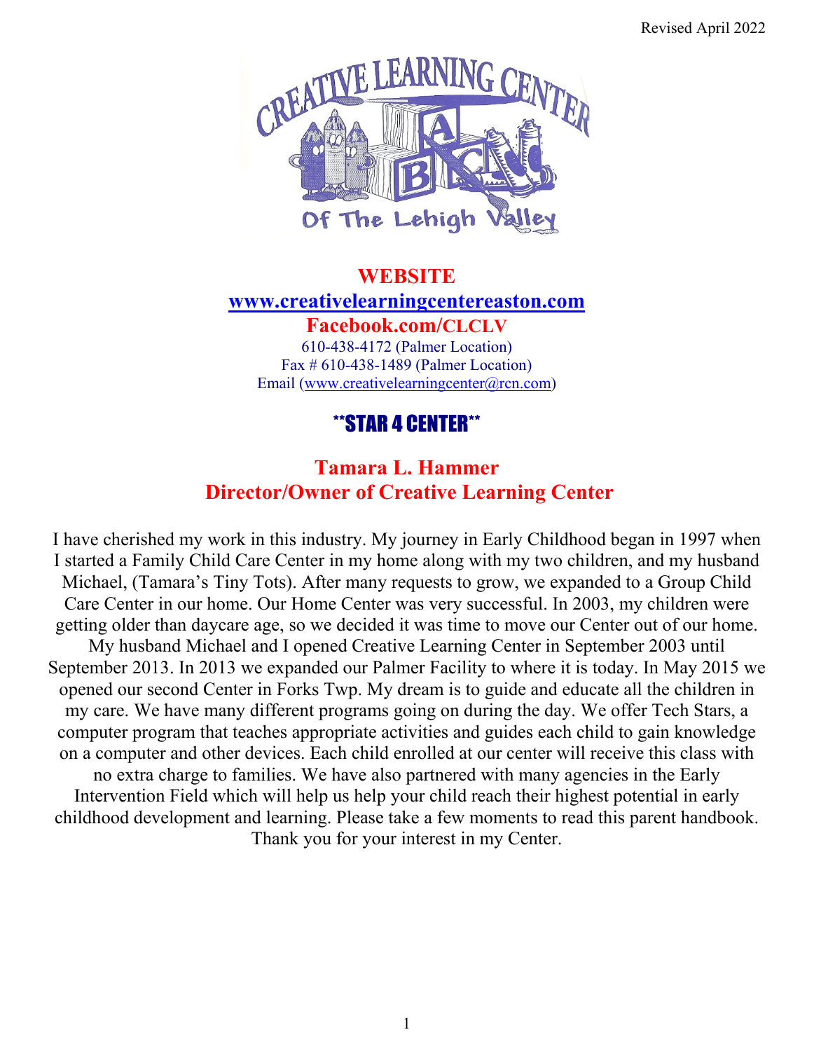Revised April 2022

# WEBSITE

**[www.creativelearningcentereaston.com](http://www.creativelearningcentereaston.com)**

**Facebook.com/CLCLV**

610-438-4172 (Palmer Location)
Fax # 610-438-1489 (Palmer Location)
Email (www.creativelearningcenter@rcn.com)

## **STAR 4 CENTER**

## Tamara L. Hammer
## Director/Owner of Creative Learning Center

I have cherished my work in this industry. My journey in Early Childhood began in 1997 when I started a Family Child Care Center in my home along with my two children, and my husband Michael, (Tamara's Tiny Tots). After many requests to grow, we expanded to a Group Child Care Center in our home. Our Home Center was very successful. In 2003, my children were getting older than daycare age, so we decided it was time to move our Center out of our home. My husband Michael and I opened Creative Learning Center in September 2003 until September 2013. In 2013 we expanded our Palmer Facility to where it is today. In May 2015 we opened our second Center in Forks Twp. My dream is to guide and educate all the children in my care. We have many different programs going on during the day. We offer Tech Stars, a computer program that teaches appropriate activities and guides each child to gain knowledge on a computer and other devices. Each child enrolled at our center will receive this class with no extra charge to families. We have also partnered with many agencies in the Early Intervention Field which will help us help your child reach their highest potential in early childhood development and learning. Please take a few moments to read this parent handbook. Thank you for your interest in my Center.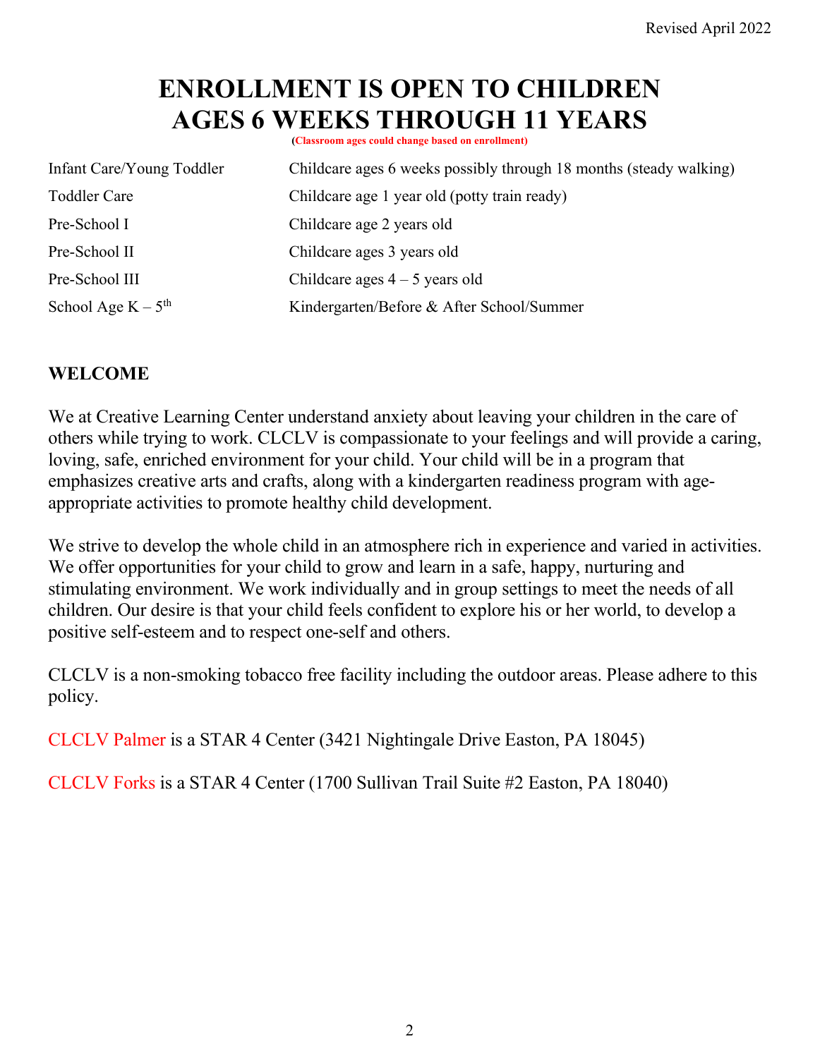# ENROLLMENT IS OPEN TO CHILDREN AGES 6 WEEKS THROUGH 11 YEARS

**(Classroom ages could change based on enrollment)**

| | |
|---|---|
| Infant Care/Young Toddler | Childcare ages 6 weeks possibly through 18 months (steady walking) |
| Toddler Care | Childcare age 1 year old (potty train ready) |
| Pre-School I | Childcare age 2 years old |
| Pre-School II | Childcare ages 3 years old |
| Pre-School III | Childcare ages 4 – 5 years old |
| School Age K – 5th | Kindergarten/Before & After School/Summer |

## WELCOME

We at Creative Learning Center understand anxiety about leaving your children in the care of others while trying to work. CLCLV is compassionate to your feelings and will provide a caring, loving, safe, enriched environment for your child. Your child will be in a program that emphasizes creative arts and crafts, along with a kindergarten readiness program with age-appropriate activities to promote healthy child development.

We strive to develop the whole child in an atmosphere rich in experience and varied in activities. We offer opportunities for your child to grow and learn in a safe, happy, nurturing and stimulating environment. We work individually and in group settings to meet the needs of all children. Our desire is that your child feels confident to explore his or her world, to develop a positive self-esteem and to respect one-self and others.

CLCLV is a non-smoking tobacco free facility including the outdoor areas. Please adhere to this policy.

CLCLV Palmer is a STAR 4 Center (3421 Nightingale Drive Easton, PA 18045)

CLCLV Forks is a STAR 4 Center (1700 Sullivan Trail Suite #2 Easton, PA 18040)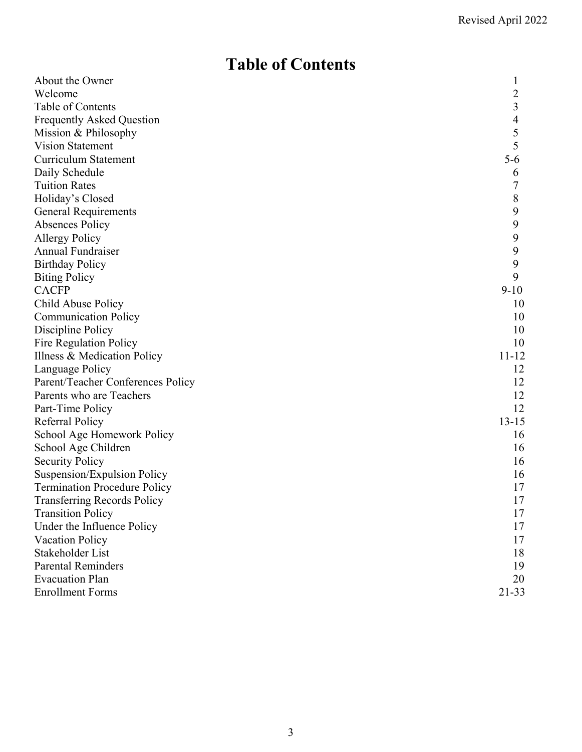Revised April 2022

# Table of Contents

| | |
|---|---|
| About the Owner | 1 |
| Welcome | 2 |
| Table of Contents | 3 |
| Frequently Asked Question | 4 |
| Mission & Philosophy | 5 |
| Vision Statement | 5 |
| Curriculum Statement | 5-6 |
| Daily Schedule | 6 |
| Tuition Rates | 7 |
| Holiday's Closed | 8 |
| General Requirements | 9 |
| Absences Policy | 9 |
| Allergy Policy | 9 |
| Annual Fundraiser | 9 |
| Birthday Policy | 9 |
| Biting Policy | 9 |
| CACFP | 9-10 |
| Child Abuse Policy | 10 |
| Communication Policy | 10 |
| Discipline Policy | 10 |
| Fire Regulation Policy | 10 |
| Illness & Medication Policy | 11-12 |
| Language Policy | 12 |
| Parent/Teacher Conferences Policy | 12 |
| Parents who are Teachers | 12 |
| Part-Time Policy | 12 |
| Referral Policy | 13-15 |
| School Age Homework Policy | 16 |
| School Age Children | 16 |
| Security Policy | 16 |
| Suspension/Expulsion Policy | 16 |
| Termination Procedure Policy | 17 |
| Transferring Records Policy | 17 |
| Transition Policy | 17 |
| Under the Influence Policy | 17 |
| Vacation Policy | 17 |
| Stakeholder List | 18 |
| Parental Reminders | 19 |
| Evacuation Plan | 20 |
| Enrollment Forms | 21-33 |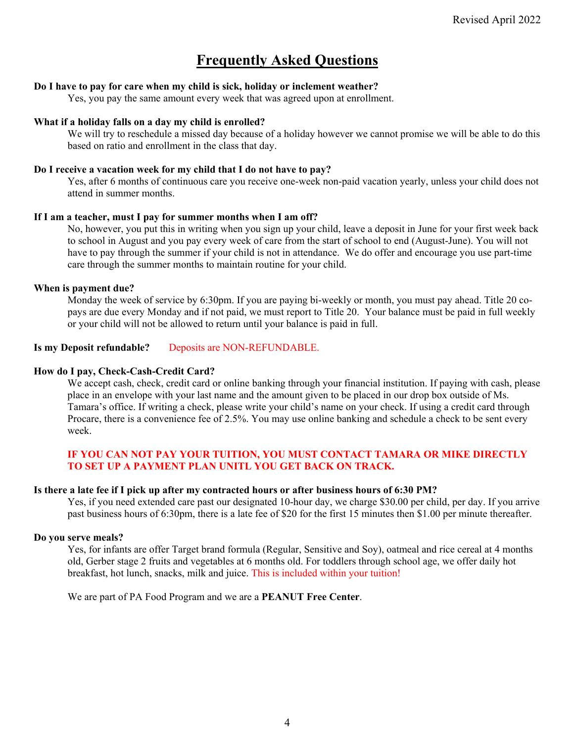# Frequently Asked Questions

**Do I have to pay for care when my child is sick, holiday or inclement weather?**

Yes, you pay the same amount every week that was agreed upon at enrollment.

**What if a holiday falls on a day my child is enrolled?**

We will try to reschedule a missed day because of a holiday however we cannot promise we will be able to do this based on ratio and enrollment in the class that day.

**Do I receive a vacation week for my child that I do not have to pay?**

Yes, after 6 months of continuous care you receive one-week non-paid vacation yearly, unless your child does not attend in summer months.

**If I am a teacher, must I pay for summer months when I am off?**

No, however, you put this in writing when you sign up your child, leave a deposit in June for your first week back to school in August and you pay every week of care from the start of school to end (August-June). You will not have to pay through the summer if your child is not in attendance. We do offer and encourage you use part-time care through the summer months to maintain routine for your child.

**When is payment due?**

Monday the week of service by 6:30pm. If you are paying bi-weekly or month, you must pay ahead. Title 20 co-pays are due every Monday and if not paid, we must report to Title 20. Your balance must be paid in full weekly or your child will not be allowed to return until your balance is paid in full.

**Is my Deposit refundable?** Deposits are NON-REFUNDABLE.

**How do I pay, Check-Cash-Credit Card?**

We accept cash, check, credit card or online banking through your financial institution. If paying with cash, please place in an envelope with your last name and the amount given to be placed in our drop box outside of Ms. Tamara's office. If writing a check, please write your child's name on your check. If using a credit card through Procare, there is a convenience fee of 2.5%. You may use online banking and schedule a check to be sent every week.

**IF YOU CAN NOT PAY YOUR TUITION, YOU MUST CONTACT TAMARA OR MIKE DIRECTLY TO SET UP A PAYMENT PLAN UNITL YOU GET BACK ON TRACK.**

**Is there a late fee if I pick up after my contracted hours or after business hours of 6:30 PM?**

Yes, if you need extended care past our designated 10-hour day, we charge $30.00 per child, per day. If you arrive past business hours of 6:30pm, there is a late fee of $20 for the first 15 minutes then $1.00 per minute thereafter.

**Do you serve meals?**

Yes, for infants are offer Target brand formula (Regular, Sensitive and Soy), oatmeal and rice cereal at 4 months old, Gerber stage 2 fruits and vegetables at 6 months old. For toddlers through school age, we offer daily hot breakfast, hot lunch, snacks, milk and juice. This is included within your tuition!

We are part of PA Food Program and we are a **PEANUT Free Center**.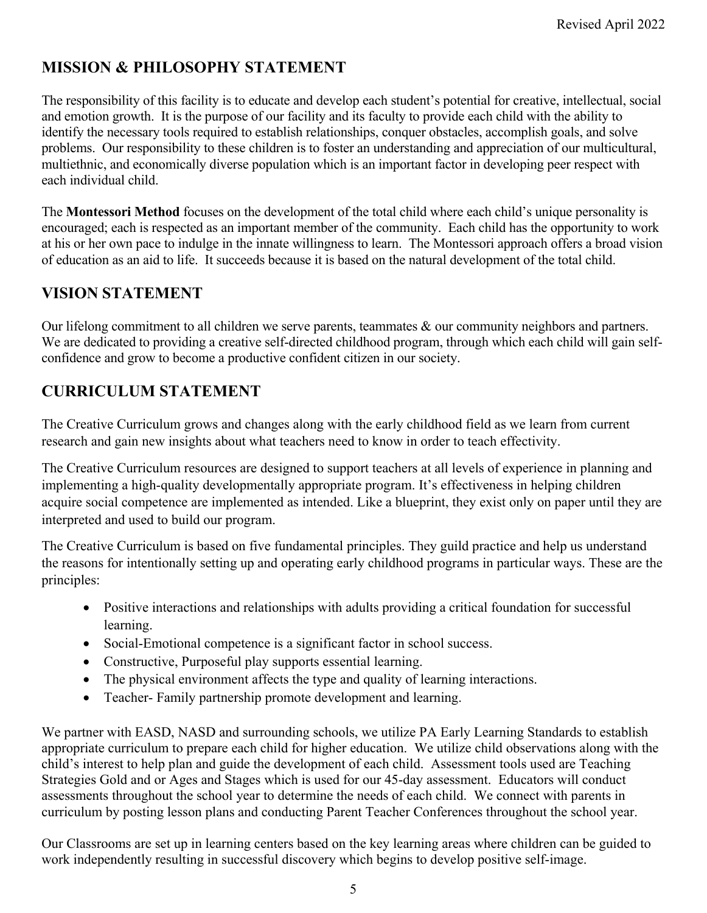## MISSION & PHILOSOPHY STATEMENT

The responsibility of this facility is to educate and develop each student's potential for creative, intellectual, social and emotion growth. It is the purpose of our facility and its faculty to provide each child with the ability to identify the necessary tools required to establish relationships, conquer obstacles, accomplish goals, and solve problems. Our responsibility to these children is to foster an understanding and appreciation of our multicultural, multiethnic, and economically diverse population which is an important factor in developing peer respect with each individual child.

The **Montessori Method** focuses on the development of the total child where each child's unique personality is encouraged; each is respected as an important member of the community. Each child has the opportunity to work at his or her own pace to indulge in the innate willingness to learn. The Montessori approach offers a broad vision of education as an aid to life. It succeeds because it is based on the natural development of the total child.

## VISION STATEMENT

Our lifelong commitment to all children we serve parents, teammates & our community neighbors and partners. We are dedicated to providing a creative self-directed childhood program, through which each child will gain self-confidence and grow to become a productive confident citizen in our society.

## CURRICULUM STATEMENT

The Creative Curriculum grows and changes along with the early childhood field as we learn from current research and gain new insights about what teachers need to know in order to teach effectivity.

The Creative Curriculum resources are designed to support teachers at all levels of experience in planning and implementing a high-quality developmentally appropriate program. It's effectiveness in helping children acquire social competence are implemented as intended. Like a blueprint, they exist only on paper until they are interpreted and used to build our program.

The Creative Curriculum is based on five fundamental principles. They guild practice and help us understand the reasons for intentionally setting up and operating early childhood programs in particular ways. These are the principles:

- Positive interactions and relationships with adults providing a critical foundation for successful learning.
- Social-Emotional competence is a significant factor in school success.
- Constructive, Purposeful play supports essential learning.
- The physical environment affects the type and quality of learning interactions.
- Teacher- Family partnership promote development and learning.

We partner with EASD, NASD and surrounding schools, we utilize PA Early Learning Standards to establish appropriate curriculum to prepare each child for higher education. We utilize child observations along with the child's interest to help plan and guide the development of each child. Assessment tools used are Teaching Strategies Gold and or Ages and Stages which is used for our 45-day assessment. Educators will conduct assessments throughout the school year to determine the needs of each child. We connect with parents in curriculum by posting lesson plans and conducting Parent Teacher Conferences throughout the school year.

Our Classrooms are set up in learning centers based on the key learning areas where children can be guided to work independently resulting in successful discovery which begins to develop positive self-image.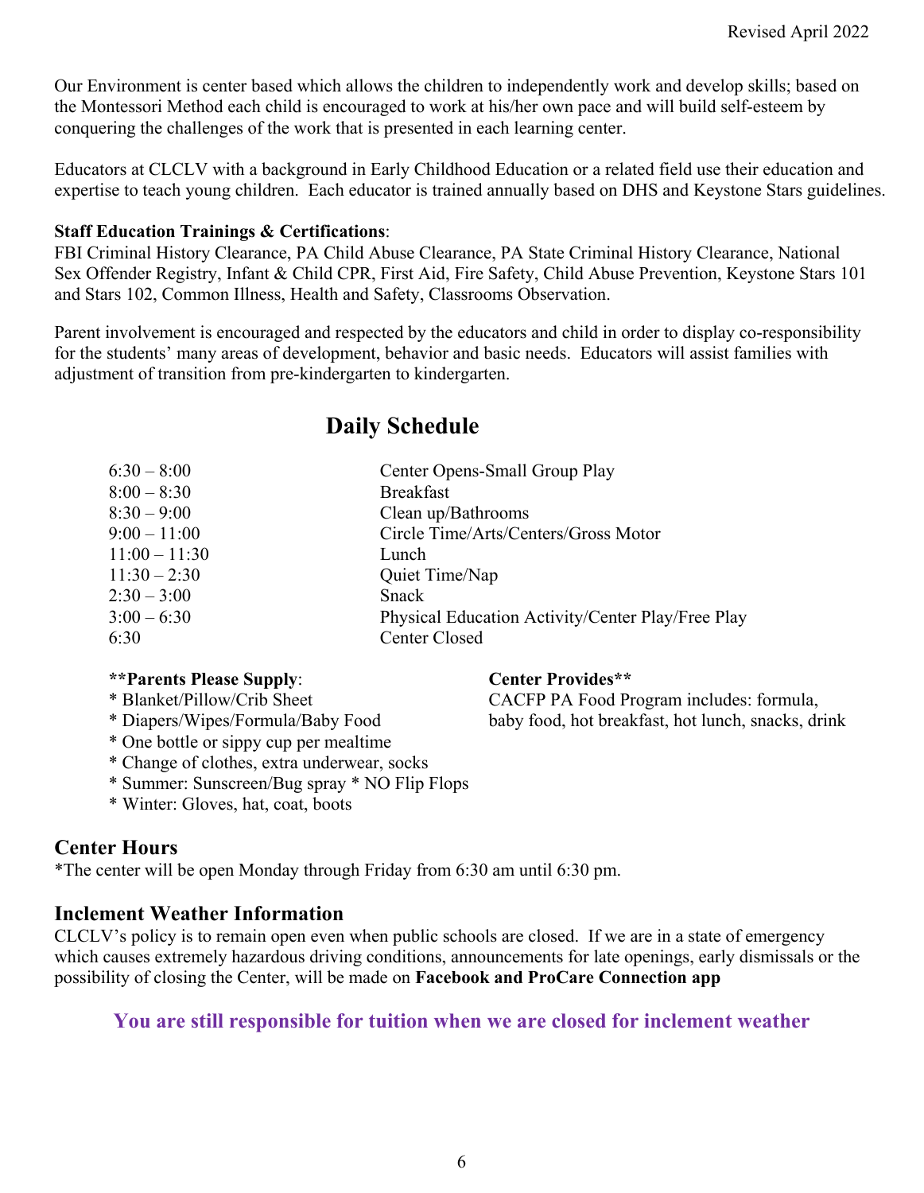Our Environment is center based which allows the children to independently work and develop skills; based on the Montessori Method each child is encouraged to work at his/her own pace and will build self-esteem by conquering the challenges of the work that is presented in each learning center.

Educators at CLCLV with a background in Early Childhood Education or a related field use their education and expertise to teach young children. Each educator is trained annually based on DHS and Keystone Stars guidelines.

**Staff Education Trainings & Certifications**:
FBI Criminal History Clearance, PA Child Abuse Clearance, PA State Criminal History Clearance, National Sex Offender Registry, Infant & Child CPR, First Aid, Fire Safety, Child Abuse Prevention, Keystone Stars 101 and Stars 102, Common Illness, Health and Safety, Classrooms Observation.

Parent involvement is encouraged and respected by the educators and child in order to display co-responsibility for the students' many areas of development, behavior and basic needs. Educators will assist families with adjustment of transition from pre-kindergarten to kindergarten.

## Daily Schedule

| Time | Activity |
|---|---|
| 6:30 – 8:00 | Center Opens-Small Group Play |
| 8:00 – 8:30 | Breakfast |
| 8:30 – 9:00 | Clean up/Bathrooms |
| 9:00 – 11:00 | Circle Time/Arts/Centers/Gross Motor |
| 11:00 – 11:30 | Lunch |
| 11:30 – 2:30 | Quiet Time/Nap |
| 2:30 – 3:00 | Snack |
| 3:00 – 6:30 | Physical Education Activity/Center Play/Free Play |
| 6:30 | Center Closed |

**\*\*Parents Please Supply**:
* Blanket/Pillow/Crib Sheet
* Diapers/Wipes/Formula/Baby Food
* One bottle or sippy cup per mealtime
* Change of clothes, extra underwear, socks
* Summer: Sunscreen/Bug spray * NO Flip Flops
* Winter: Gloves, hat, coat, boots

**Center Provides\*\***
CACFP PA Food Program includes: formula, baby food, hot breakfast, hot lunch, snacks, drink

## Center Hours

*The center will be open Monday through Friday from 6:30 am until 6:30 pm.

## Inclement Weather Information

CLCLV's policy is to remain open even when public schools are closed. If we are in a state of emergency which causes extremely hazardous driving conditions, announcements for late openings, early dismissals or the possibility of closing the Center, will be made on **Facebook and ProCare Connection app**

**You are still responsible for tuition when we are closed for inclement weather**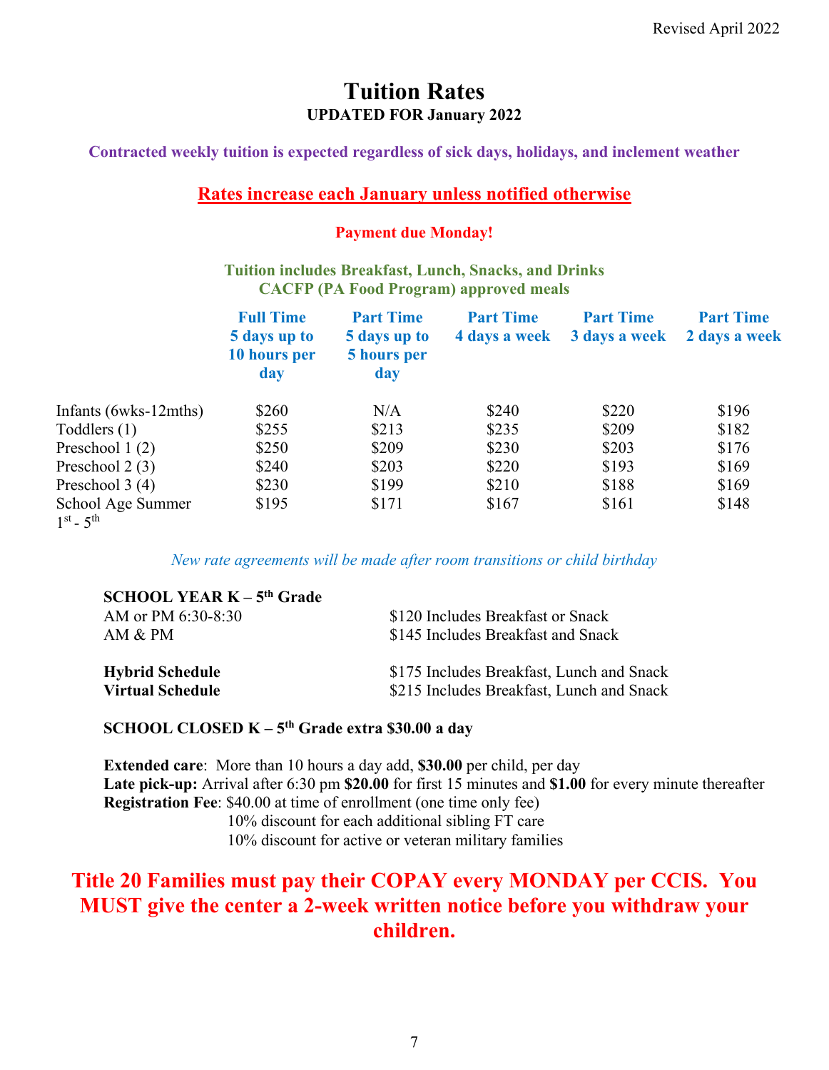Revised April 2022

# Tuition Rates

**UPDATED FOR January 2022**

**Contracted weekly tuition is expected regardless of sick days, holidays, and inclement weather**

**Rates increase each January unless notified otherwise**

**Payment due Monday!**

**Tuition includes Breakfast, Lunch, Snacks, and Drinks**
**CACFP (PA Food Program) approved meals**

| | Full Time 5 days up to 10 hours per day | Part Time 5 days up to 5 hours per day | Part Time 4 days a week | Part Time 3 days a week | Part Time 2 days a week |
|---|---|---|---|---|---|
| Infants (6wks-12mths) | $260 | N/A | $240 | $220 | $196 |
| Toddlers (1) | $255 | $213 | $235 | $209 | $182 |
| Preschool 1 (2) | $250 | $209 | $230 | $203 | $176 |
| Preschool 2 (3) | $240 | $203 | $220 | $193 | $169 |
| Preschool 3 (4) | $230 | $199 | $210 | $188 | $169 |
| School Age Summer 1st - 5th | $195 | $171 | $167 | $161 | $148 |

*New rate agreements will be made after room transitions or child birthday*

**SCHOOL YEAR K – 5th Grade**

AM or PM 6:30-8:30 — $120 Includes Breakfast or Snack
AM & PM — $145 Includes Breakfast and Snack

**Hybrid Schedule** — $175 Includes Breakfast, Lunch and Snack
**Virtual Schedule** — $215 Includes Breakfast, Lunch and Snack

**SCHOOL CLOSED K – 5th Grade extra $30.00 a day**

**Extended care**: More than 10 hours a day add, **$30.00** per child, per day
**Late pick-up:** Arrival after 6:30 pm **$20.00** for first 15 minutes and **$1.00** for every minute thereafter
**Registration Fee**: $40.00 at time of enrollment (one time only fee)
10% discount for each additional sibling FT care
10% discount for active or veteran military families

**Title 20 Families must pay their COPAY every MONDAY per CCIS. You MUST give the center a 2-week written notice before you withdraw your children.**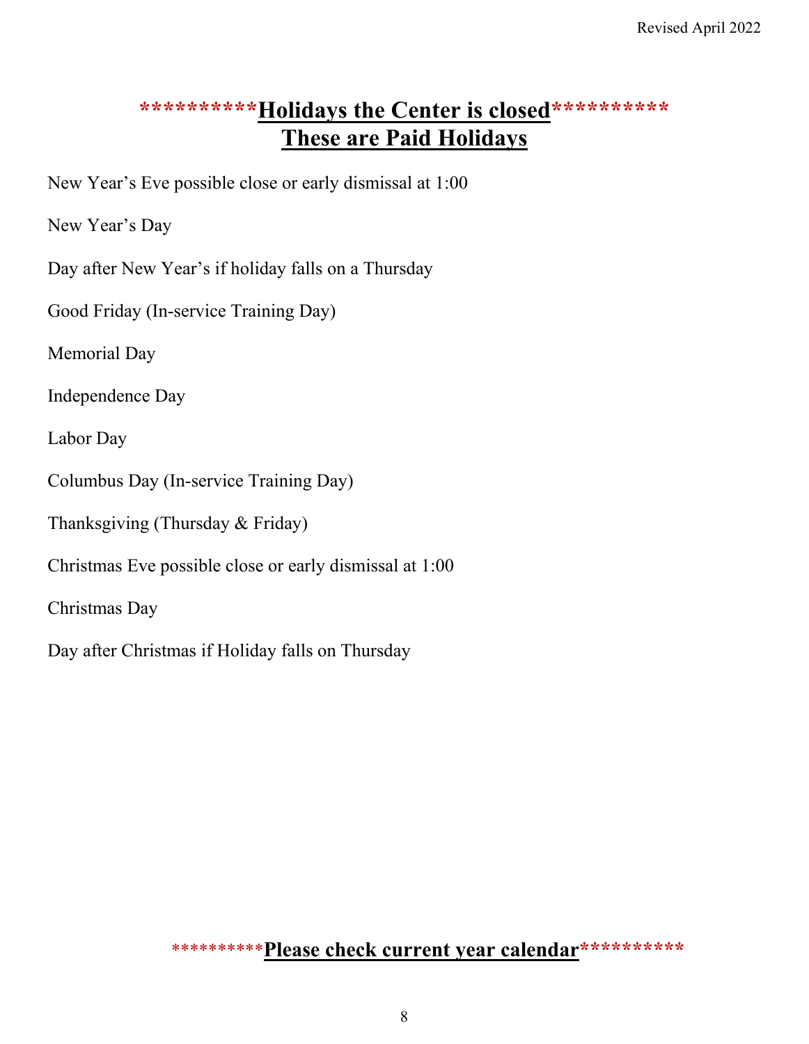## \*\*\*\*\*\*\*\*\*\*Holidays the Center is closed\*\*\*\*\*\*\*\*\*\*
## These are Paid Holidays

New Year's Eve possible close or early dismissal at 1:00

New Year's Day

Day after New Year's if holiday falls on a Thursday

Good Friday (In-service Training Day)

Memorial Day

Independence Day

Labor Day

Columbus Day (In-service Training Day)

Thanksgiving (Thursday & Friday)

Christmas Eve possible close or early dismissal at 1:00

Christmas Day

Day after Christmas if Holiday falls on Thursday

**\*\*\*\*\*\*\*\*\*Please check current year calendar\*\*\*\*\*\*\*\*\***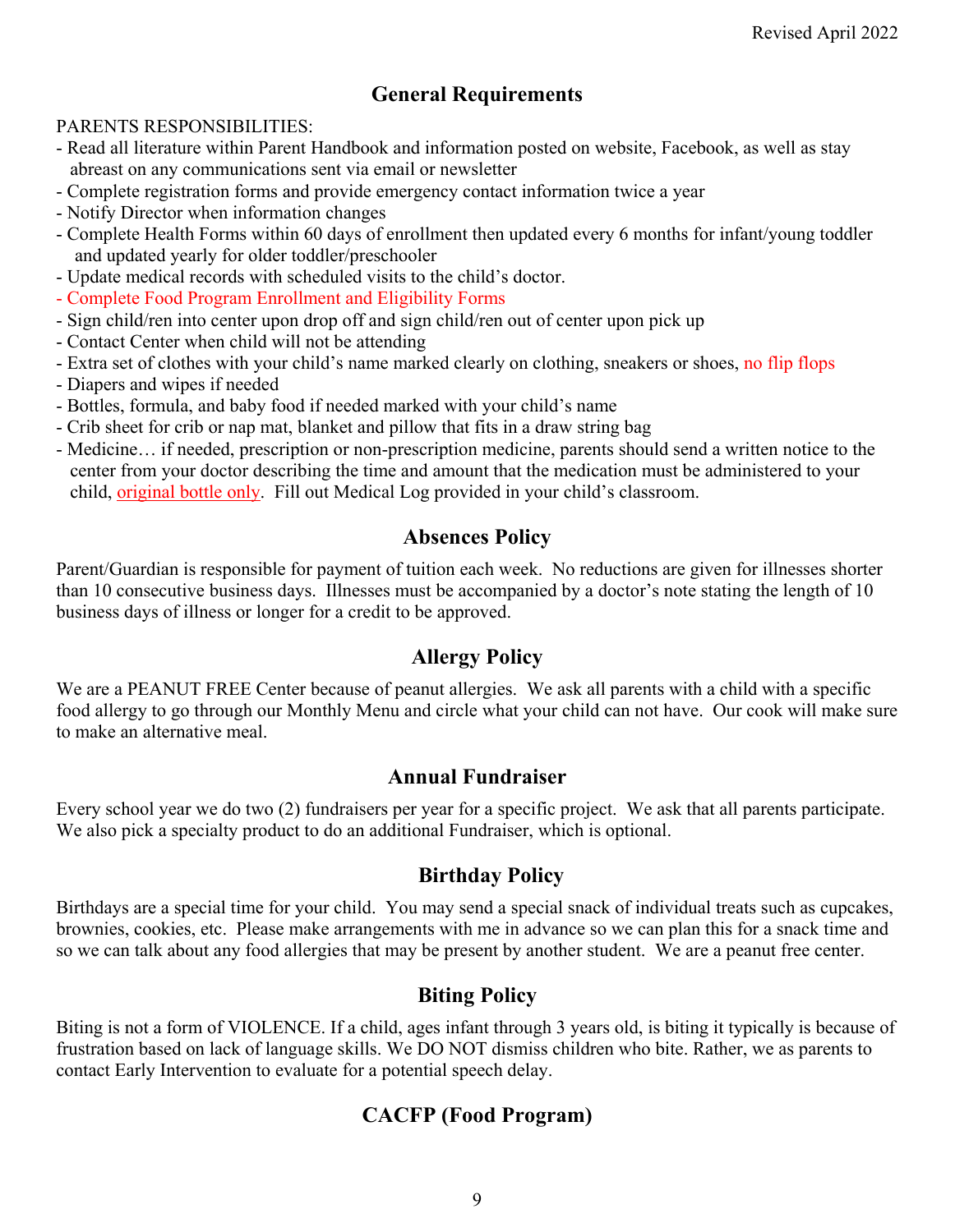Revised April 2022

## General Requirements

PARENTS RESPONSIBILITIES:

- Read all literature within Parent Handbook and information posted on website, Facebook, as well as stay abreast on any communications sent via email or newsletter
- Complete registration forms and provide emergency contact information twice a year
- Notify Director when information changes
- Complete Health Forms within 60 days of enrollment then updated every 6 months for infant/young toddler and updated yearly for older toddler/preschooler
- Update medical records with scheduled visits to the child's doctor.
- Complete Food Program Enrollment and Eligibility Forms
- Sign child/ren into center upon drop off and sign child/ren out of center upon pick up
- Contact Center when child will not be attending
- Extra set of clothes with your child's name marked clearly on clothing, sneakers or shoes, no flip flops
- Diapers and wipes if needed
- Bottles, formula, and baby food if needed marked with your child's name
- Crib sheet for crib or nap mat, blanket and pillow that fits in a draw string bag
- Medicine… if needed, prescription or non-prescription medicine, parents should send a written notice to the center from your doctor describing the time and amount that the medication must be administered to your child, original bottle only. Fill out Medical Log provided in your child's classroom.

## Absences Policy

Parent/Guardian is responsible for payment of tuition each week. No reductions are given for illnesses shorter than 10 consecutive business days. Illnesses must be accompanied by a doctor's note stating the length of 10 business days of illness or longer for a credit to be approved.

## Allergy Policy

We are a PEANUT FREE Center because of peanut allergies. We ask all parents with a child with a specific food allergy to go through our Monthly Menu and circle what your child can not have. Our cook will make sure to make an alternative meal.

## Annual Fundraiser

Every school year we do two (2) fundraisers per year for a specific project. We ask that all parents participate. We also pick a specialty product to do an additional Fundraiser, which is optional.

## Birthday Policy

Birthdays are a special time for your child. You may send a special snack of individual treats such as cupcakes, brownies, cookies, etc. Please make arrangements with me in advance so we can plan this for a snack time and so we can talk about any food allergies that may be present by another student. We are a peanut free center.

## Biting Policy

Biting is not a form of VIOLENCE. If a child, ages infant through 3 years old, is biting it typically is because of frustration based on lack of language skills. We DO NOT dismiss children who bite. Rather, we as parents to contact Early Intervention to evaluate for a potential speech delay.

## CACFP (Food Program)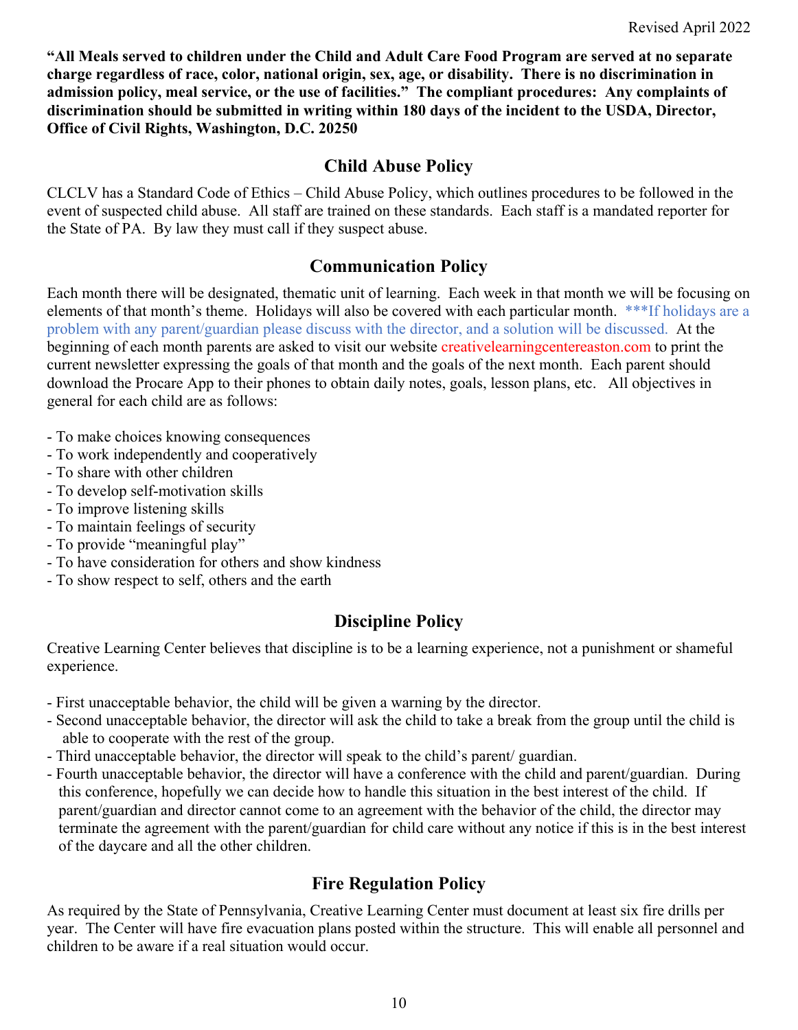**"All Meals served to children under the Child and Adult Care Food Program are served at no separate charge regardless of race, color, national origin, sex, age, or disability. There is no discrimination in admission policy, meal service, or the use of facilities." The compliant procedures: Any complaints of discrimination should be submitted in writing within 180 days of the incident to the USDA, Director, Office of Civil Rights, Washington, D.C. 20250**

## Child Abuse Policy

CLCLV has a Standard Code of Ethics – Child Abuse Policy, which outlines procedures to be followed in the event of suspected child abuse. All staff are trained on these standards. Each staff is a mandated reporter for the State of PA. By law they must call if they suspect abuse.

## Communication Policy

Each month there will be designated, thematic unit of learning. Each week in that month we will be focusing on elements of that month's theme. Holidays will also be covered with each particular month. ***If holidays are a problem with any parent/guardian please discuss with the director, and a solution will be discussed. At the beginning of each month parents are asked to visit our website creativelearningcentereaston.com to print the current newsletter expressing the goals of that month and the goals of the next month. Each parent should download the Procare App to their phones to obtain daily notes, goals, lesson plans, etc. All objectives in general for each child are as follows:

- To make choices knowing consequences
- To work independently and cooperatively
- To share with other children
- To develop self-motivation skills
- To improve listening skills
- To maintain feelings of security
- To provide "meaningful play"
- To have consideration for others and show kindness
- To show respect to self, others and the earth

## Discipline Policy

Creative Learning Center believes that discipline is to be a learning experience, not a punishment or shameful experience.

- First unacceptable behavior, the child will be given a warning by the director.
- Second unacceptable behavior, the director will ask the child to take a break from the group until the child is able to cooperate with the rest of the group.
- Third unacceptable behavior, the director will speak to the child's parent/ guardian.
- Fourth unacceptable behavior, the director will have a conference with the child and parent/guardian. During this conference, hopefully we can decide how to handle this situation in the best interest of the child. If parent/guardian and director cannot come to an agreement with the behavior of the child, the director may terminate the agreement with the parent/guardian for child care without any notice if this is in the best interest of the daycare and all the other children.

## Fire Regulation Policy

As required by the State of Pennsylvania, Creative Learning Center must document at least six fire drills per year. The Center will have fire evacuation plans posted within the structure. This will enable all personnel and children to be aware if a real situation would occur.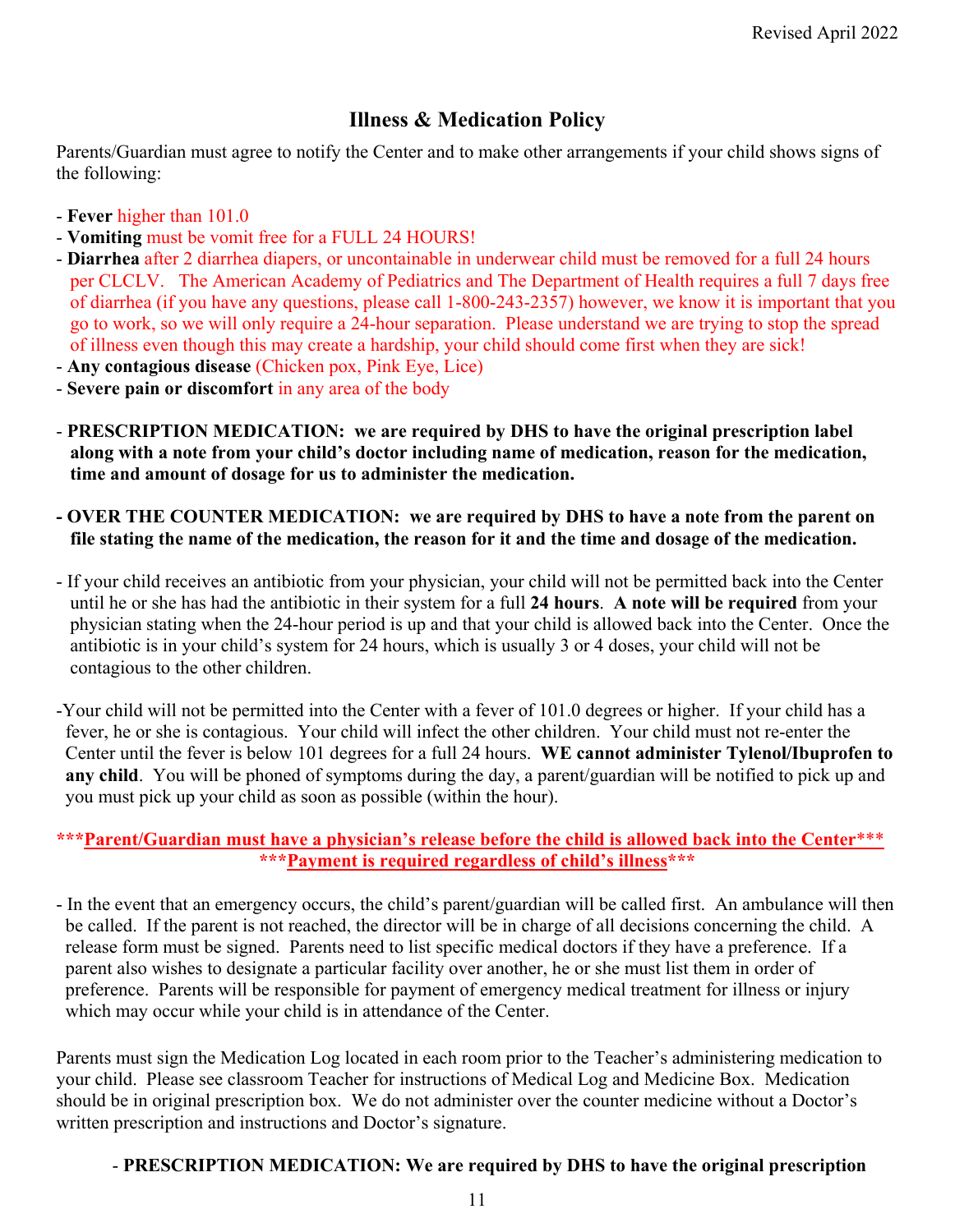## Illness & Medication Policy

Parents/Guardian must agree to notify the Center and to make other arrangements if your child shows signs of the following:

- **Fever** higher than 101.0
- **Vomiting** must be vomit free for a FULL 24 HOURS!
- **Diarrhea** after 2 diarrhea diapers, or uncontainable in underwear child must be removed for a full 24 hours per CLCLV. The American Academy of Pediatrics and The Department of Health requires a full 7 days free of diarrhea (if you have any questions, please call 1-800-243-2357) however, we know it is important that you go to work, so we will only require a 24-hour separation. Please understand we are trying to stop the spread of illness even though this may create a hardship, your child should come first when they are sick!
- **Any contagious disease** (Chicken pox, Pink Eye, Lice)
- **Severe pain or discomfort** in any area of the body

- **PRESCRIPTION MEDICATION: we are required by DHS to have the original prescription label along with a note from your child's doctor including name of medication, reason for the medication, time and amount of dosage for us to administer the medication.**

- **OVER THE COUNTER MEDICATION: we are required by DHS to have a note from the parent on file stating the name of the medication, the reason for it and the time and dosage of the medication.**

- If your child receives an antibiotic from your physician, your child will not be permitted back into the Center until he or she has had the antibiotic in their system for a full **24 hours**. **A note will be required** from your physician stating when the 24-hour period is up and that your child is allowed back into the Center. Once the antibiotic is in your child's system for 24 hours, which is usually 3 or 4 doses, your child will not be contagious to the other children.

- Your child will not be permitted into the Center with a fever of 101.0 degrees or higher. If your child has a fever, he or she is contagious. Your child will infect the other children. Your child must not re-enter the Center until the fever is below 101 degrees for a full 24 hours. **WE cannot administer Tylenol/Ibuprofen to any child**. You will be phoned of symptoms during the day, a parent/guardian will be notified to pick up and you must pick up your child as soon as possible (within the hour).

**\*\*\*Parent/Guardian must have a physician's release before the child is allowed back into the Center\*\*\***

**\*\*\*Payment is required regardless of child's illness\*\*\***

- In the event that an emergency occurs, the child's parent/guardian will be called first. An ambulance will then be called. If the parent is not reached, the director will be in charge of all decisions concerning the child. A release form must be signed. Parents need to list specific medical doctors if they have a preference. If a parent also wishes to designate a particular facility over another, he or she must list them in order of preference. Parents will be responsible for payment of emergency medical treatment for illness or injury which may occur while your child is in attendance of the Center.

Parents must sign the Medication Log located in each room prior to the Teacher's administering medication to your child. Please see classroom Teacher for instructions of Medical Log and Medicine Box. Medication should be in original prescription box. We do not administer over the counter medicine without a Doctor's written prescription and instructions and Doctor's signature.

- **PRESCRIPTION MEDICATION: We are required by DHS to have the original prescription**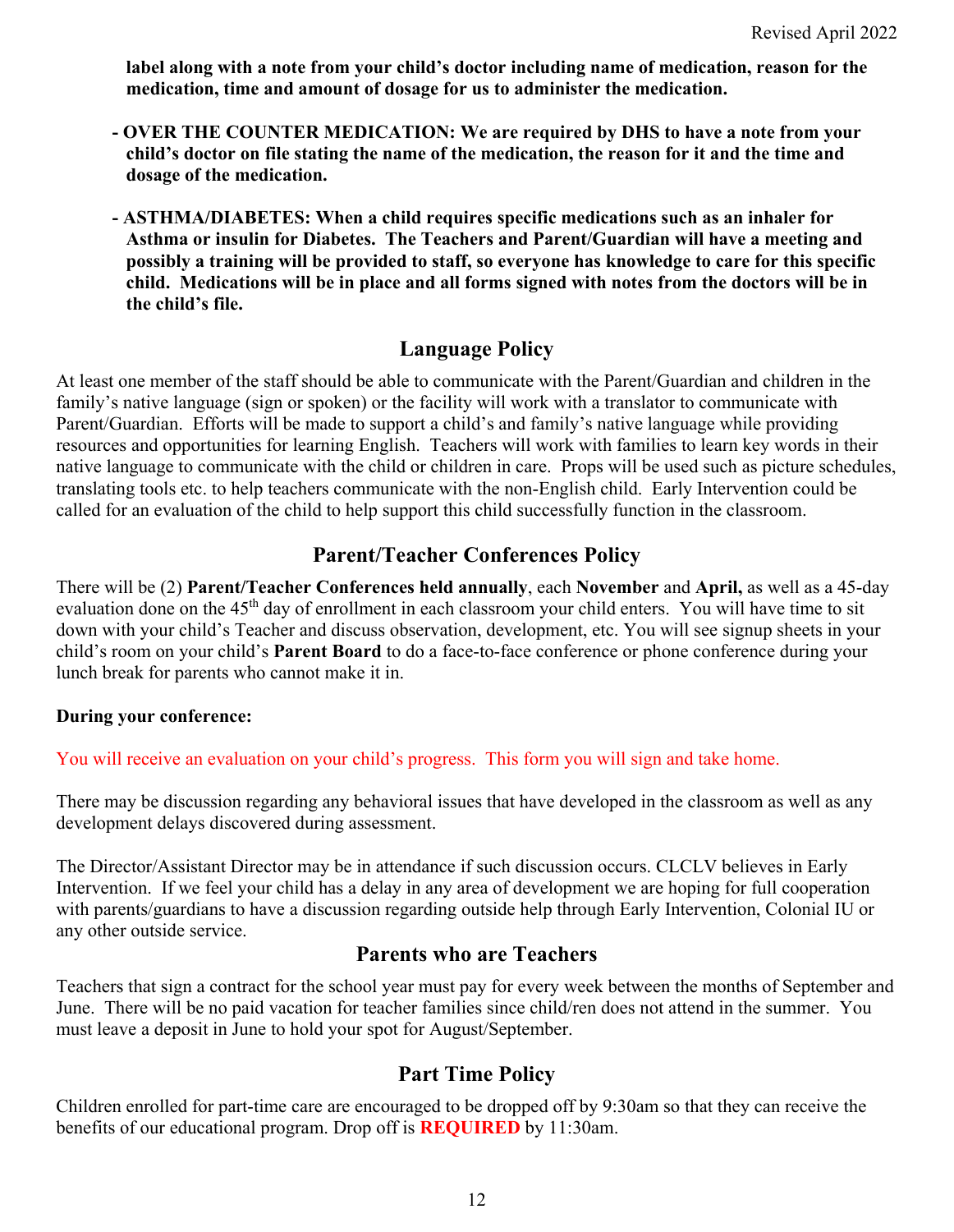**label along with a note from your child's doctor including name of medication, reason for the medication, time and amount of dosage for us to administer the medication.**

- **OVER THE COUNTER MEDICATION: We are required by DHS to have a note from your child's doctor on file stating the name of the medication, the reason for it and the time and dosage of the medication.**

- **ASTHMA/DIABETES: When a child requires specific medications such as an inhaler for Asthma or insulin for Diabetes. The Teachers and Parent/Guardian will have a meeting and possibly a training will be provided to staff, so everyone has knowledge to care for this specific child. Medications will be in place and all forms signed with notes from the doctors will be in the child's file.**

## Language Policy

At least one member of the staff should be able to communicate with the Parent/Guardian and children in the family's native language (sign or spoken) or the facility will work with a translator to communicate with Parent/Guardian. Efforts will be made to support a child's and family's native language while providing resources and opportunities for learning English. Teachers will work with families to learn key words in their native language to communicate with the child or children in care. Props will be used such as picture schedules, translating tools etc. to help teachers communicate with the non-English child. Early Intervention could be called for an evaluation of the child to help support this child successfully function in the classroom.

## Parent/Teacher Conferences Policy

There will be (2) **Parent/Teacher Conferences held annually**, each **November** and **April,** as well as a 45-day evaluation done on the 45th day of enrollment in each classroom your child enters. You will have time to sit down with your child's Teacher and discuss observation, development, etc. You will see signup sheets in your child's room on your child's **Parent Board** to do a face-to-face conference or phone conference during your lunch break for parents who cannot make it in.

**During your conference:**

You will receive an evaluation on your child's progress. This form you will sign and take home.

There may be discussion regarding any behavioral issues that have developed in the classroom as well as any development delays discovered during assessment.

The Director/Assistant Director may be in attendance if such discussion occurs. CLCLV believes in Early Intervention. If we feel your child has a delay in any area of development we are hoping for full cooperation with parents/guardians to have a discussion regarding outside help through Early Intervention, Colonial IU or any other outside service.

## Parents who are Teachers

Teachers that sign a contract for the school year must pay for every week between the months of September and June. There will be no paid vacation for teacher families since child/ren does not attend in the summer. You must leave a deposit in June to hold your spot for August/September.

## Part Time Policy

Children enrolled for part-time care are encouraged to be dropped off by 9:30am so that they can receive the benefits of our educational program. Drop off is **REQUIRED** by 11:30am.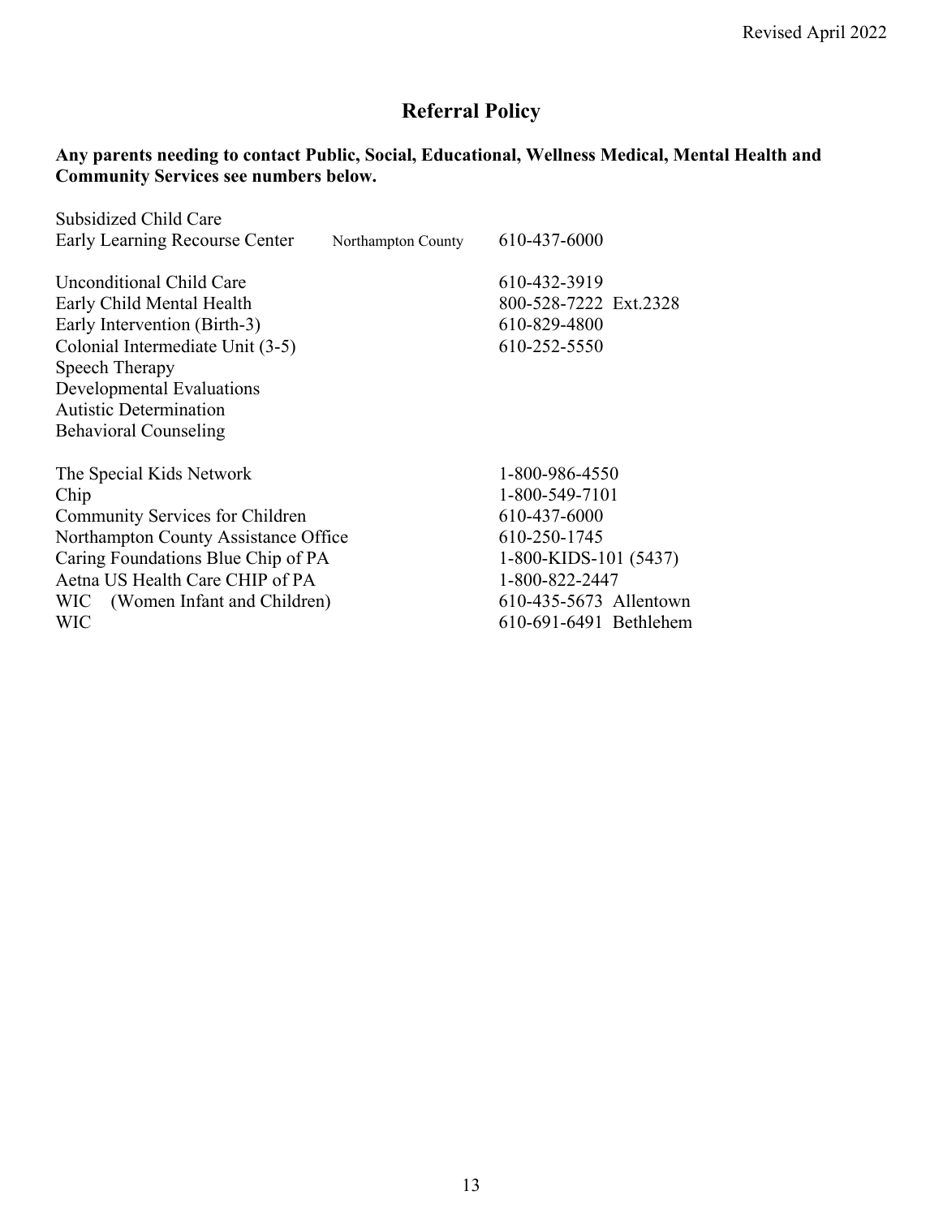## Referral Policy

**Any parents needing to contact Public, Social, Educational, Wellness Medical, Mental Health and Community Services see numbers below.**

| Service | | Phone |
|---|---|---|
| Subsidized Child Care | | |
| Early Learning Recourse Center | Northampton County | 610-437-6000 |
| | | |
| Unconditional Child Care | | 610-432-3919 |
| Early Child Mental Health | | 800-528-7222 Ext.2328 |
| Early Intervention (Birth-3) | | 610-829-4800 |
| Colonial Intermediate Unit (3-5) | | 610-252-5550 |
| Speech Therapy | | |
| Developmental Evaluations | | |
| Autistic Determination | | |
| Behavioral Counseling | | |
| | | |
| The Special Kids Network | | 1-800-986-4550 |
| Chip | | 1-800-549-7101 |
| Community Services for Children | | 610-437-6000 |
| Northampton County Assistance Office | | 610-250-1745 |
| Caring Foundations Blue Chip of PA | | 1-800-KIDS-101 (5437) |
| Aetna US Health Care CHIP of PA | | 1-800-822-2447 |
| WIC (Women Infant and Children) | | 610-435-5673 Allentown |
| WIC | | 610-691-6491 Bethlehem |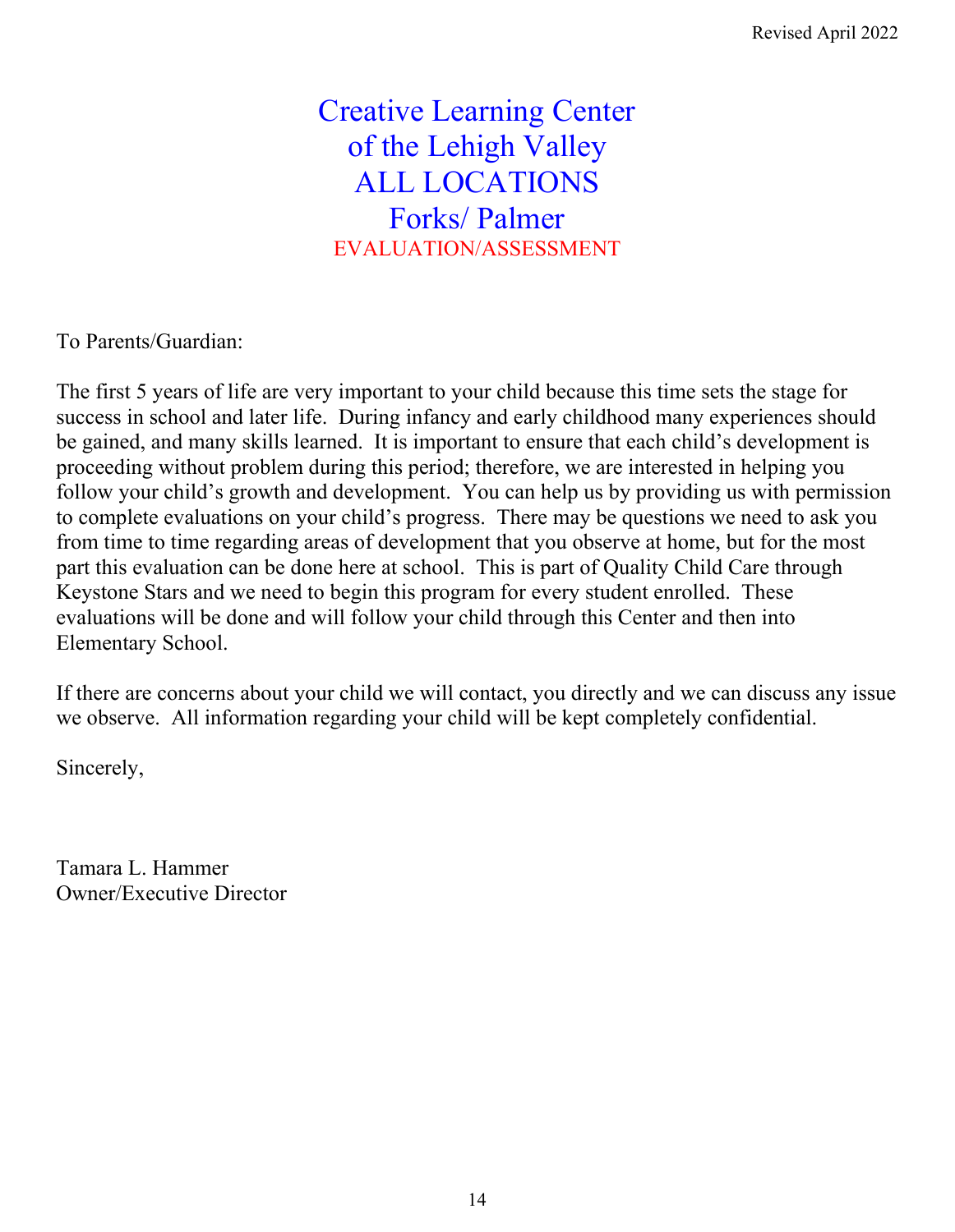Revised April 2022

# Creative Learning Center
# of the Lehigh Valley
# ALL LOCATIONS
# Forks/ Palmer

## EVALUATION/ASSESSMENT

To Parents/Guardian:

The first 5 years of life are very important to your child because this time sets the stage for success in school and later life. During infancy and early childhood many experiences should be gained, and many skills learned. It is important to ensure that each child's development is proceeding without problem during this period; therefore, we are interested in helping you follow your child's growth and development. You can help us by providing us with permission to complete evaluations on your child's progress. There may be questions we need to ask you from time to time regarding areas of development that you observe at home, but for the most part this evaluation can be done here at school. This is part of Quality Child Care through Keystone Stars and we need to begin this program for every student enrolled. These evaluations will be done and will follow your child through this Center and then into Elementary School.

If there are concerns about your child we will contact, you directly and we can discuss any issue we observe. All information regarding your child will be kept completely confidential.

Sincerely,

Tamara L. Hammer
Owner/Executive Director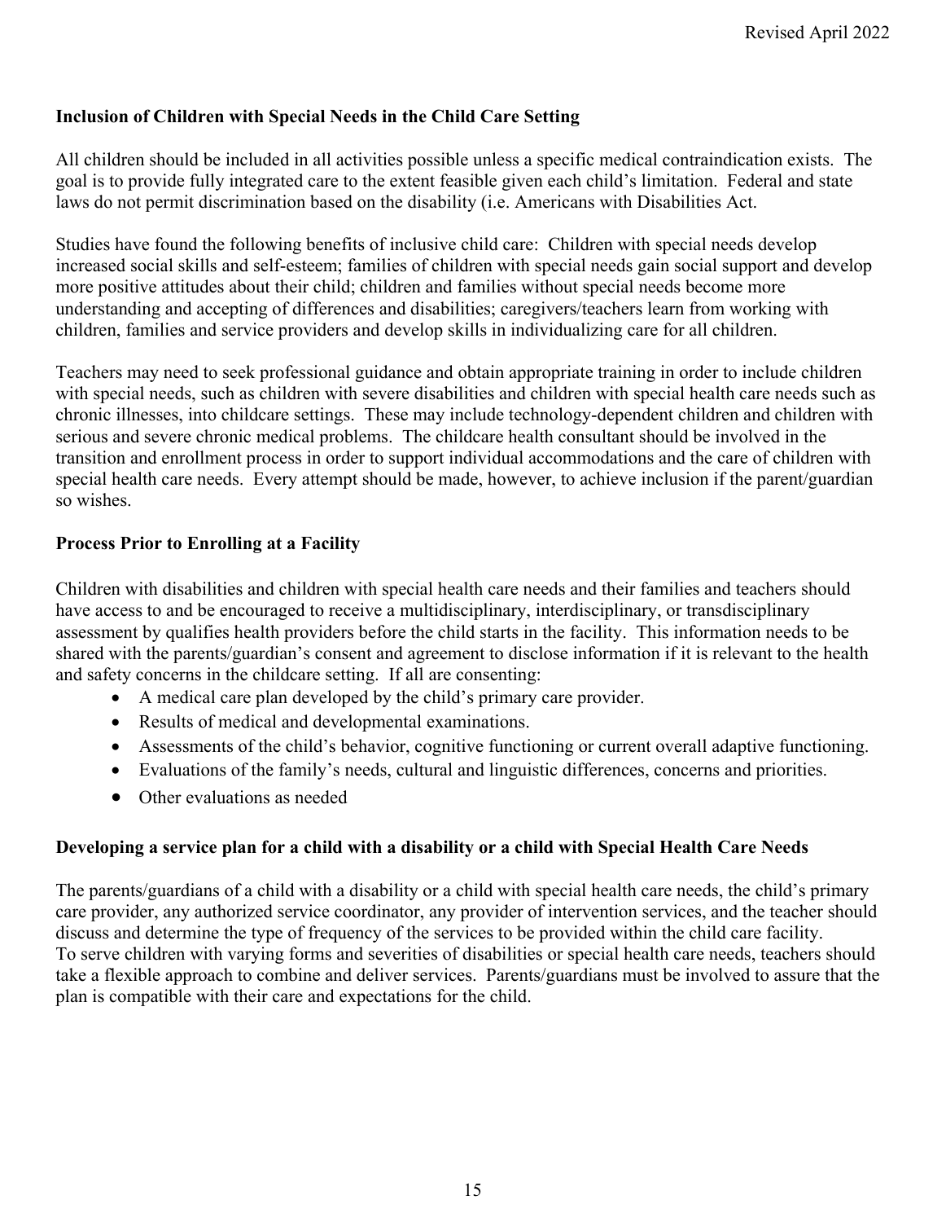**Inclusion of Children with Special Needs in the Child Care Setting**

All children should be included in all activities possible unless a specific medical contraindication exists. The goal is to provide fully integrated care to the extent feasible given each child's limitation. Federal and state laws do not permit discrimination based on the disability (i.e. Americans with Disabilities Act.

Studies have found the following benefits of inclusive child care: Children with special needs develop increased social skills and self-esteem; families of children with special needs gain social support and develop more positive attitudes about their child; children and families without special needs become more understanding and accepting of differences and disabilities; caregivers/teachers learn from working with children, families and service providers and develop skills in individualizing care for all children.

Teachers may need to seek professional guidance and obtain appropriate training in order to include children with special needs, such as children with severe disabilities and children with special health care needs such as chronic illnesses, into childcare settings. These may include technology-dependent children and children with serious and severe chronic medical problems. The childcare health consultant should be involved in the transition and enrollment process in order to support individual accommodations and the care of children with special health care needs. Every attempt should be made, however, to achieve inclusion if the parent/guardian so wishes.

**Process Prior to Enrolling at a Facility**

Children with disabilities and children with special health care needs and their families and teachers should have access to and be encouraged to receive a multidisciplinary, interdisciplinary, or transdisciplinary assessment by qualifies health providers before the child starts in the facility. This information needs to be shared with the parents/guardian's consent and agreement to disclose information if it is relevant to the health and safety concerns in the childcare setting. If all are consenting:

- A medical care plan developed by the child's primary care provider.
- Results of medical and developmental examinations.
- Assessments of the child's behavior, cognitive functioning or current overall adaptive functioning.
- Evaluations of the family's needs, cultural and linguistic differences, concerns and priorities.
- Other evaluations as needed

**Developing a service plan for a child with a disability or a child with Special Health Care Needs**

The parents/guardians of a child with a disability or a child with special health care needs, the child's primary care provider, any authorized service coordinator, any provider of intervention services, and the teacher should discuss and determine the type of frequency of the services to be provided within the child care facility.
To serve children with varying forms and severities of disabilities or special health care needs, teachers should take a flexible approach to combine and deliver services. Parents/guardians must be involved to assure that the plan is compatible with their care and expectations for the child.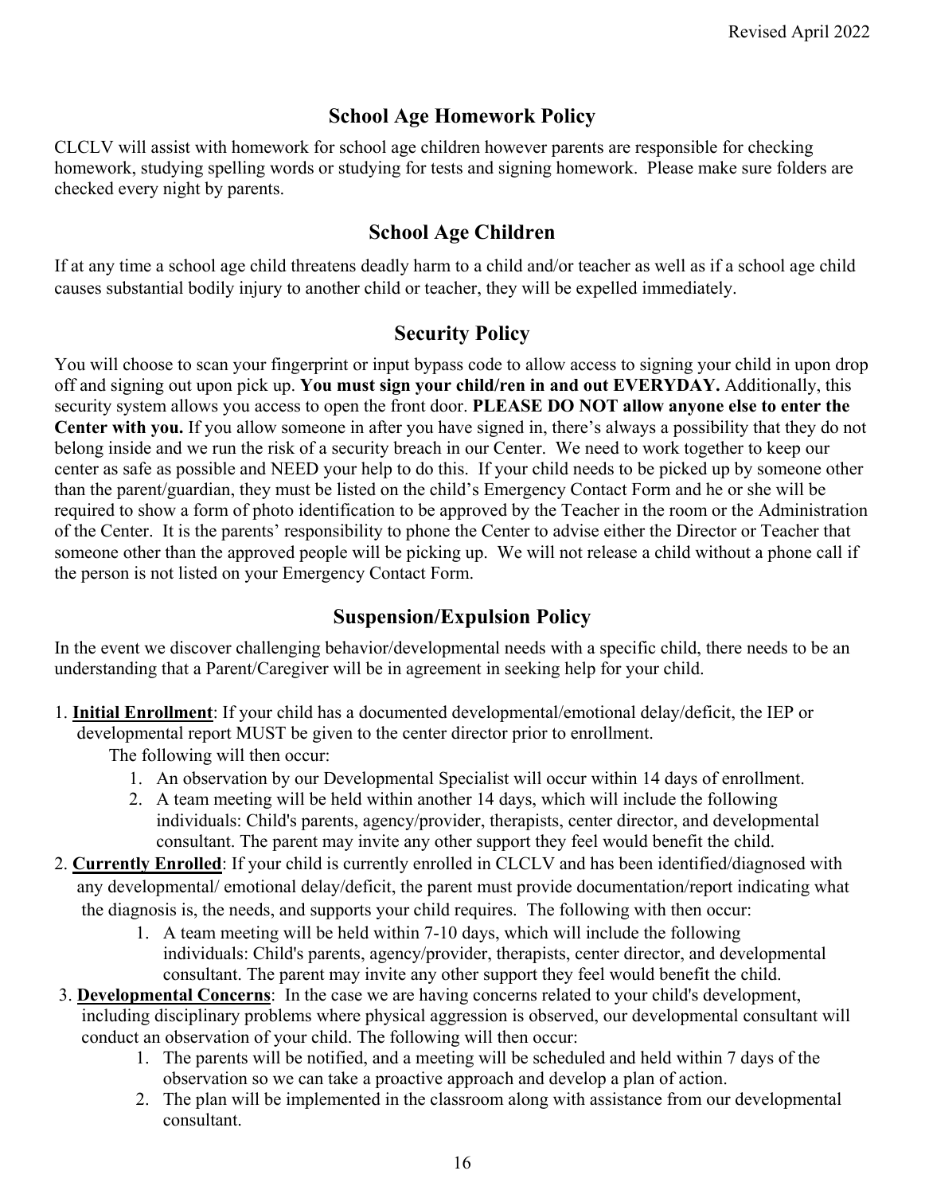## School Age Homework Policy

CLCLV will assist with homework for school age children however parents are responsible for checking homework, studying spelling words or studying for tests and signing homework. Please make sure folders are checked every night by parents.

## School Age Children

If at any time a school age child threatens deadly harm to a child and/or teacher as well as if a school age child causes substantial bodily injury to another child or teacher, they will be expelled immediately.

## Security Policy

You will choose to scan your fingerprint or input bypass code to allow access to signing your child in upon drop off and signing out upon pick up. **You must sign your child/ren in and out EVERYDAY.** Additionally, this security system allows you access to open the front door. **PLEASE DO NOT allow anyone else to enter the Center with you.** If you allow someone in after you have signed in, there's always a possibility that they do not belong inside and we run the risk of a security breach in our Center. We need to work together to keep our center as safe as possible and NEED your help to do this. If your child needs to be picked up by someone other than the parent/guardian, they must be listed on the child's Emergency Contact Form and he or she will be required to show a form of photo identification to be approved by the Teacher in the room or the Administration of the Center. It is the parents' responsibility to phone the Center to advise either the Director or Teacher that someone other than the approved people will be picking up. We will not release a child without a phone call if the person is not listed on your Emergency Contact Form.

## Suspension/Expulsion Policy

In the event we discover challenging behavior/developmental needs with a specific child, there needs to be an understanding that a Parent/Caregiver will be in agreement in seeking help for your child.

1. **<u>Initial Enrollment</u>**: If your child has a documented developmental/emotional delay/deficit, the IEP or developmental report MUST be given to the center director prior to enrollment.
   The following will then occur:
   1. An observation by our Developmental Specialist will occur within 14 days of enrollment.
   2. A team meeting will be held within another 14 days, which will include the following individuals: Child's parents, agency/provider, therapists, center director, and developmental consultant. The parent may invite any other support they feel would benefit the child.
2. **<u>Currently Enrolled</u>**: If your child is currently enrolled in CLCLV and has been identified/diagnosed with any developmental/ emotional delay/deficit, the parent must provide documentation/report indicating what the diagnosis is, the needs, and supports your child requires. The following with then occur:
   1. A team meeting will be held within 7-10 days, which will include the following individuals: Child's parents, agency/provider, therapists, center director, and developmental consultant. The parent may invite any other support they feel would benefit the child.
3. **<u>Developmental Concerns</u>**: In the case we are having concerns related to your child's development, including disciplinary problems where physical aggression is observed, our developmental consultant will conduct an observation of your child. The following will then occur:
   1. The parents will be notified, and a meeting will be scheduled and held within 7 days of the observation so we can take a proactive approach and develop a plan of action.
   2. The plan will be implemented in the classroom along with assistance from our developmental consultant.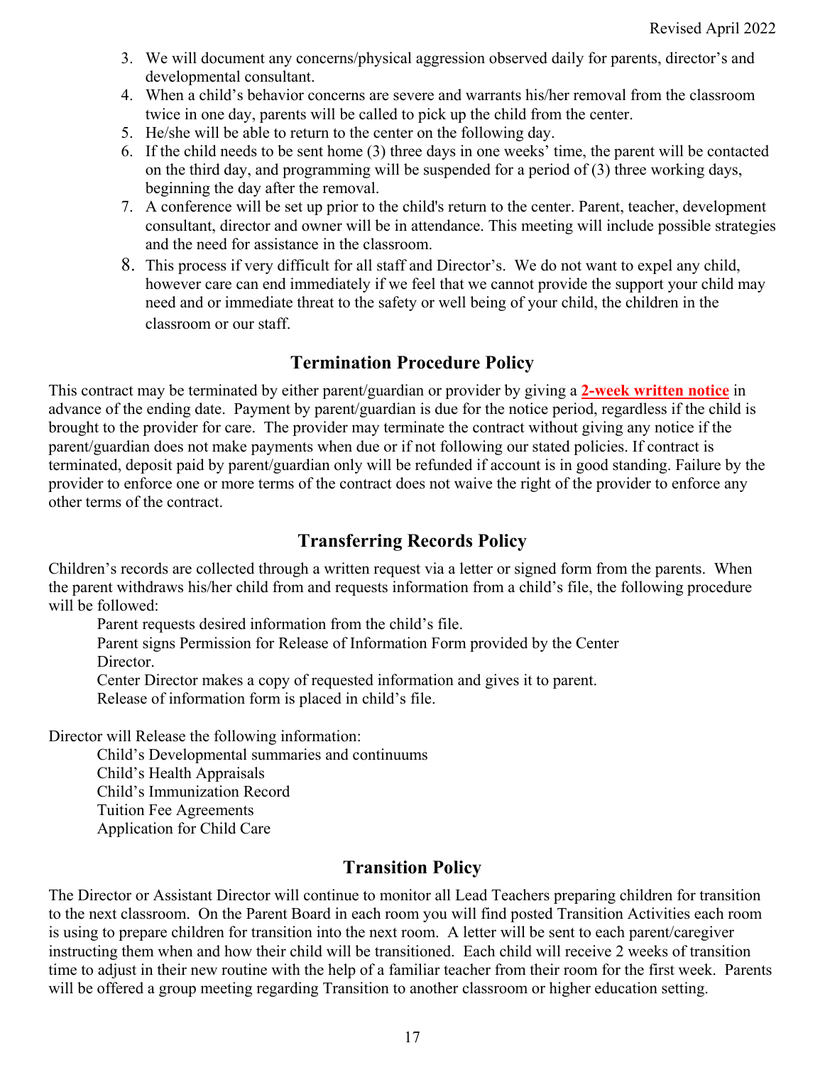3. We will document any concerns/physical aggression observed daily for parents, director's and developmental consultant.
4. When a child's behavior concerns are severe and warrants his/her removal from the classroom twice in one day, parents will be called to pick up the child from the center.
5. He/she will be able to return to the center on the following day.
6. If the child needs to be sent home (3) three days in one weeks' time, the parent will be contacted on the third day, and programming will be suspended for a period of (3) three working days, beginning the day after the removal.
7. A conference will be set up prior to the child's return to the center. Parent, teacher, development consultant, director and owner will be in attendance. This meeting will include possible strategies and the need for assistance in the classroom.
8. This process if very difficult for all staff and Director's. We do not want to expel any child, however care can end immediately if we feel that we cannot provide the support your child may need and or immediate threat to the safety or well being of your child, the children in the classroom or our staff.

## Termination Procedure Policy

This contract may be terminated by either parent/guardian or provider by giving a **2-week written notice** in advance of the ending date. Payment by parent/guardian is due for the notice period, regardless if the child is brought to the provider for care. The provider may terminate the contract without giving any notice if the parent/guardian does not make payments when due or if not following our stated policies. If contract is terminated, deposit paid by parent/guardian only will be refunded if account is in good standing. Failure by the provider to enforce one or more terms of the contract does not waive the right of the provider to enforce any other terms of the contract.

## Transferring Records Policy

Children's records are collected through a written request via a letter or signed form from the parents. When the parent withdraws his/her child from and requests information from a child's file, the following procedure will be followed:

Parent requests desired information from the child's file.
Parent signs Permission for Release of Information Form provided by the Center Director.
Center Director makes a copy of requested information and gives it to parent.
Release of information form is placed in child's file.

Director will Release the following information:

Child's Developmental summaries and continuums
Child's Health Appraisals
Child's Immunization Record
Tuition Fee Agreements
Application for Child Care

## Transition Policy

The Director or Assistant Director will continue to monitor all Lead Teachers preparing children for transition to the next classroom. On the Parent Board in each room you will find posted Transition Activities each room is using to prepare children for transition into the next room. A letter will be sent to each parent/caregiver instructing them when and how their child will be transitioned. Each child will receive 2 weeks of transition time to adjust in their new routine with the help of a familiar teacher from their room for the first week. Parents will be offered a group meeting regarding Transition to another classroom or higher education setting.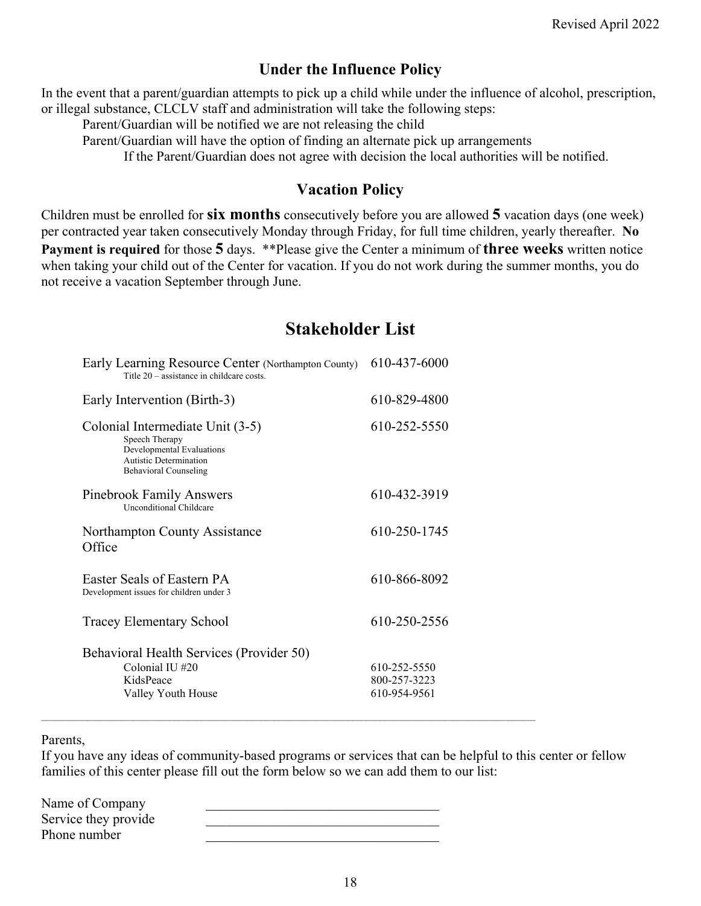## Under the Influence Policy

In the event that a parent/guardian attempts to pick up a child while under the influence of alcohol, prescription, or illegal substance, CLCLV staff and administration will take the following steps:

Parent/Guardian will be notified we are not releasing the child

Parent/Guardian will have the option of finding an alternate pick up arrangements

If the Parent/Guardian does not agree with decision the local authorities will be notified.

## Vacation Policy

Children must be enrolled for **six months** consecutively before you are allowed **5** vacation days (one week) per contracted year taken consecutively Monday through Friday, for full time children, yearly thereafter. **No Payment is required** for those **5** days. **Please give the Center a minimum of **three weeks** written notice when taking your child out of the Center for vacation. If you do not work during the summer months, you do not receive a vacation September through June.

# Stakeholder List

| Organization | Phone |
|---|---|
| Early Learning Resource Center (Northampton County)<br>Title 20 – assistance in childcare costs. | 610-437-6000 |
| Early Intervention (Birth-3) | 610-829-4800 |
| Colonial Intermediate Unit (3-5)<br>Speech Therapy<br>Developmental Evaluations<br>Autistic Determination<br>Behavioral Counseling | 610-252-5550 |
| Pinebrook Family Answers<br>Unconditional Childcare | 610-432-3919 |
| Northampton County Assistance Office | 610-250-1745 |
| Easter Seals of Eastern PA<br>Development issues for children under 3 | 610-866-8092 |
| Tracey Elementary School | 610-250-2556 |
| Behavioral Health Services (Provider 50) | |
| Colonial IU #20 | 610-252-5550 |
| KidsPeace | 800-257-3223 |
| Valley Youth House | 610-954-9561 |

---

Parents,

If you have any ideas of community-based programs or services that can be helpful to this center or fellow families of this center please fill out the form below so we can add them to our list:

Name of Company \_\_\_\_\_\_\_\_\_\_\_\_\_\_\_\_\_\_\_\_\_\_\_\_\_\_\_\_\_\_\_\_

Service they provide \_\_\_\_\_\_\_\_\_\_\_\_\_\_\_\_\_\_\_\_\_\_\_\_\_\_\_\_\_\_\_\_

Phone number \_\_\_\_\_\_\_\_\_\_\_\_\_\_\_\_\_\_\_\_\_\_\_\_\_\_\_\_\_\_\_\_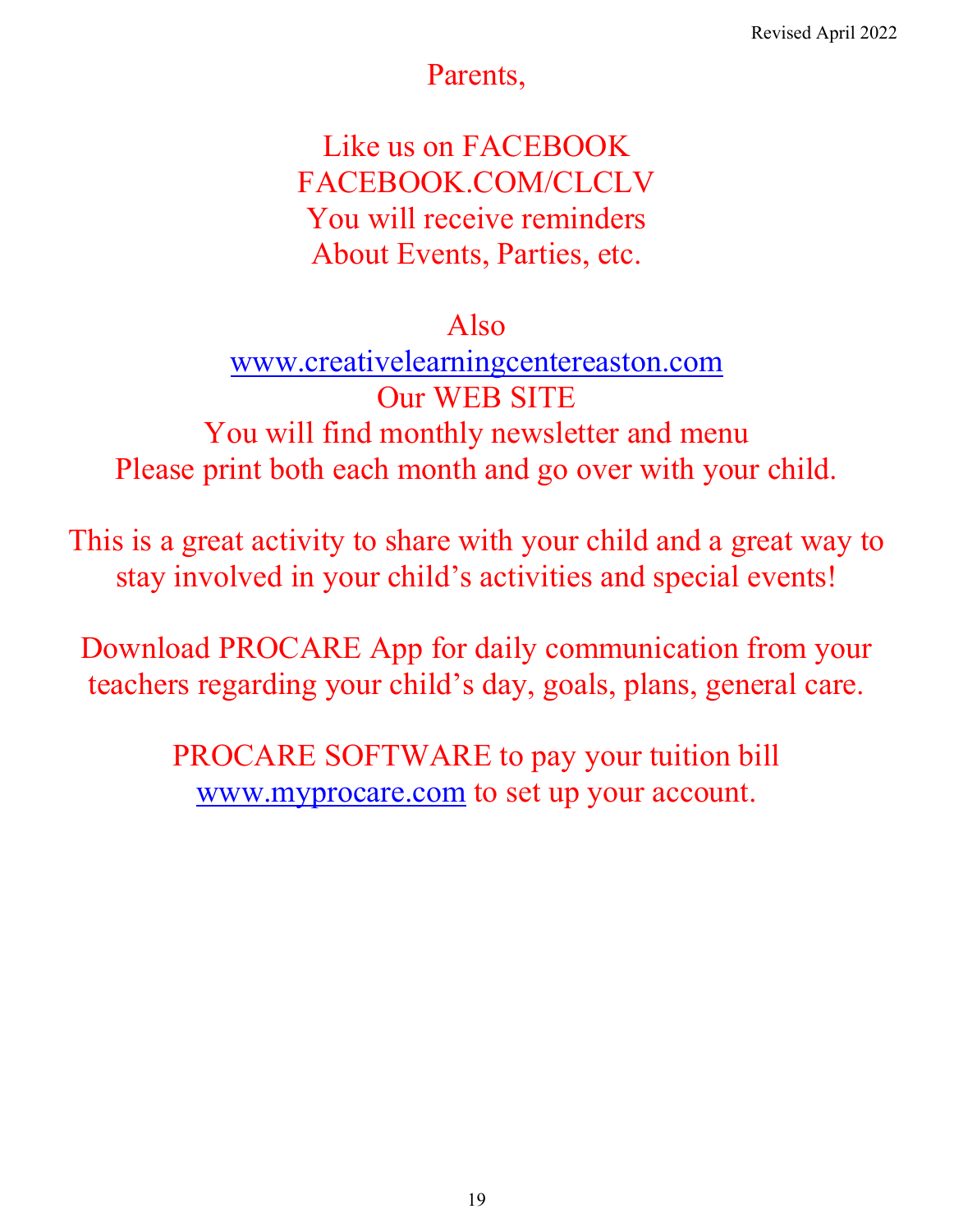Parents,

Like us on FACEBOOK
FACEBOOK.COM/CLCLV
You will receive reminders
About Events, Parties, etc.

Also
www.creativelearningcentereaston.com
Our WEB SITE
You will find monthly newsletter and menu
Please print both each month and go over with your child.

This is a great activity to share with your child and a great way to stay involved in your child's activities and special events!

Download PROCARE App for daily communication from your teachers regarding your child's day, goals, plans, general care.

PROCARE SOFTWARE to pay your tuition bill
www.myprocare.com to set up your account.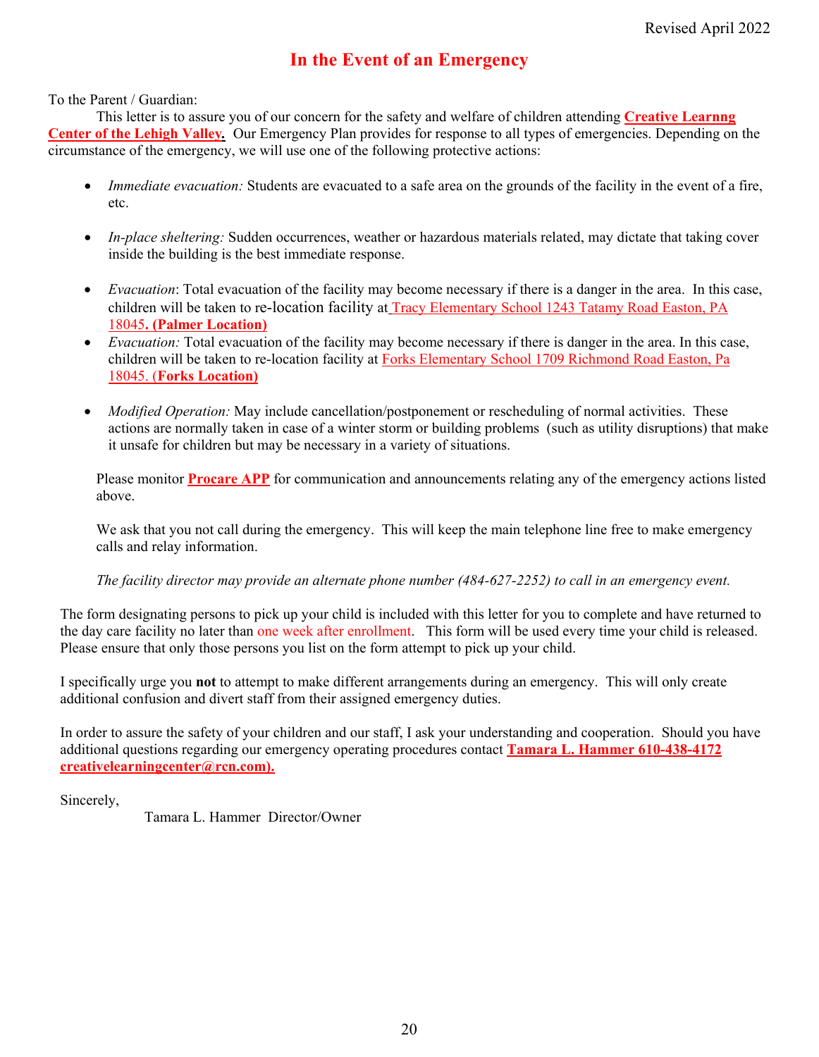Revised April 2022

# In the Event of an Emergency

To the Parent / Guardian:

This letter is to assure you of our concern for the safety and welfare of children attending **Creative Learnng Center of the Lehigh Valley.** Our Emergency Plan provides for response to all types of emergencies. Depending on the circumstance of the emergency, we will use one of the following protective actions:

- *Immediate evacuation:* Students are evacuated to a safe area on the grounds of the facility in the event of a fire, etc.
- *In-place sheltering:* Sudden occurrences, weather or hazardous materials related, may dictate that taking cover inside the building is the best immediate response.
- *Evacuation*: Total evacuation of the facility may become necessary if there is a danger in the area. In this case, children will be taken to re-location facility at Tracy Elementary School 1243 Tatamy Road Easton, PA 18045**. (Palmer Location)**
- *Evacuation:* Total evacuation of the facility may become necessary if there is danger in the area. In this case, children will be taken to re-location facility at Forks Elementary School 1709 Richmond Road Easton, Pa 18045. (**Forks Location)**
- *Modified Operation:* May include cancellation/postponement or rescheduling of normal activities. These actions are normally taken in case of a winter storm or building problems (such as utility disruptions) that make it unsafe for children but may be necessary in a variety of situations.

Please monitor **Procare APP** for communication and announcements relating any of the emergency actions listed above.

We ask that you not call during the emergency. This will keep the main telephone line free to make emergency calls and relay information.

*The facility director may provide an alternate phone number (484-627-2252) to call in an emergency event.*

The form designating persons to pick up your child is included with this letter for you to complete and have returned to the day care facility no later than one week after enrollment. This form will be used every time your child is released. Please ensure that only those persons you list on the form attempt to pick up your child.

I specifically urge you **not** to attempt to make different arrangements during an emergency. This will only create additional confusion and divert staff from their assigned emergency duties.

In order to assure the safety of your children and our staff, I ask your understanding and cooperation. Should you have additional questions regarding our emergency operating procedures contact **Tamara L. Hammer 610-438-4172 creativelearningcenter@rcn.com).**

Sincerely,

Tamara L. Hammer Director/Owner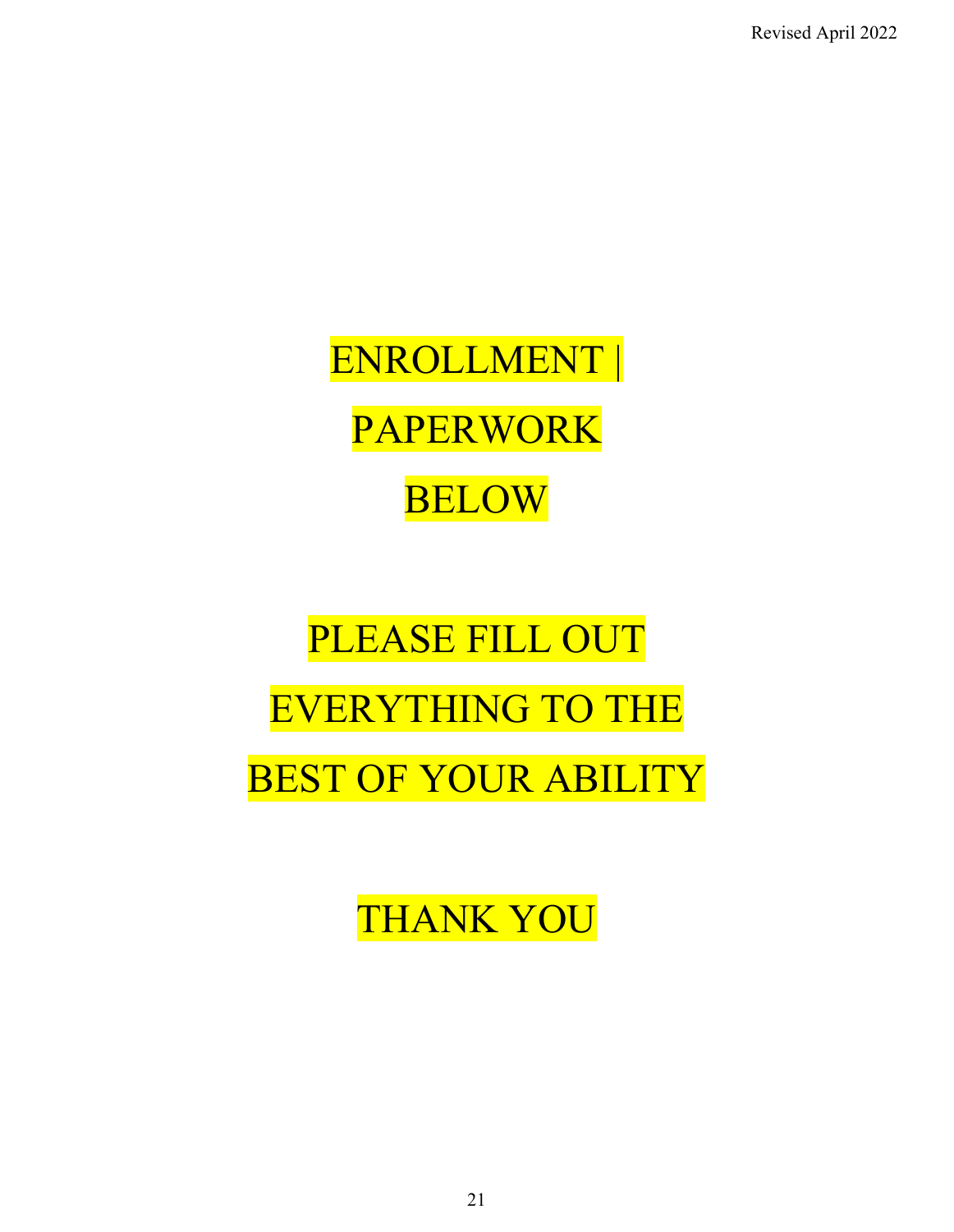# ENROLLMENT | PAPERWORK BELOW

# PLEASE FILL OUT EVERYTHING TO THE BEST OF YOUR ABILITY

# THANK YOU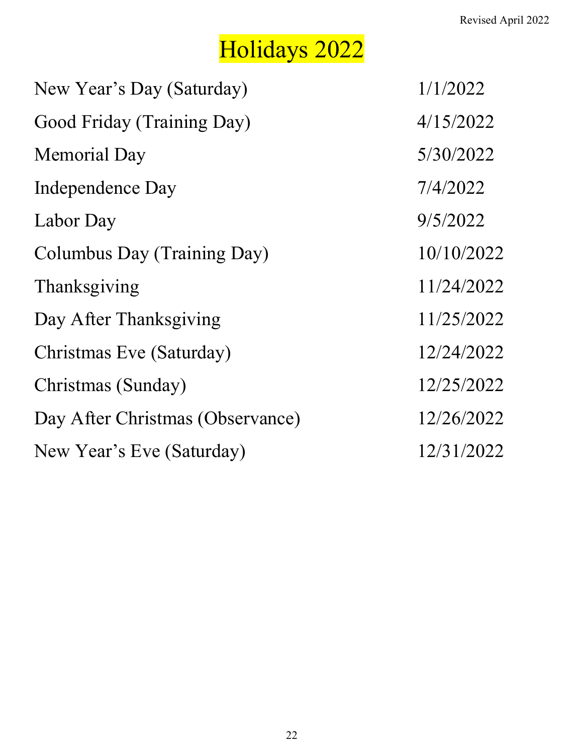Revised April 2022

# Holidays 2022

| | |
|---|---|
| New Year's Day (Saturday) | 1/1/2022 |
| Good Friday (Training Day) | 4/15/2022 |
| Memorial Day | 5/30/2022 |
| Independence Day | 7/4/2022 |
| Labor Day | 9/5/2022 |
| Columbus Day (Training Day) | 10/10/2022 |
| Thanksgiving | 11/24/2022 |
| Day After Thanksgiving | 11/25/2022 |
| Christmas Eve (Saturday) | 12/24/2022 |
| Christmas (Sunday) | 12/25/2022 |
| Day After Christmas (Observance) | 12/26/2022 |
| New Year's Eve (Saturday) | 12/31/2022 |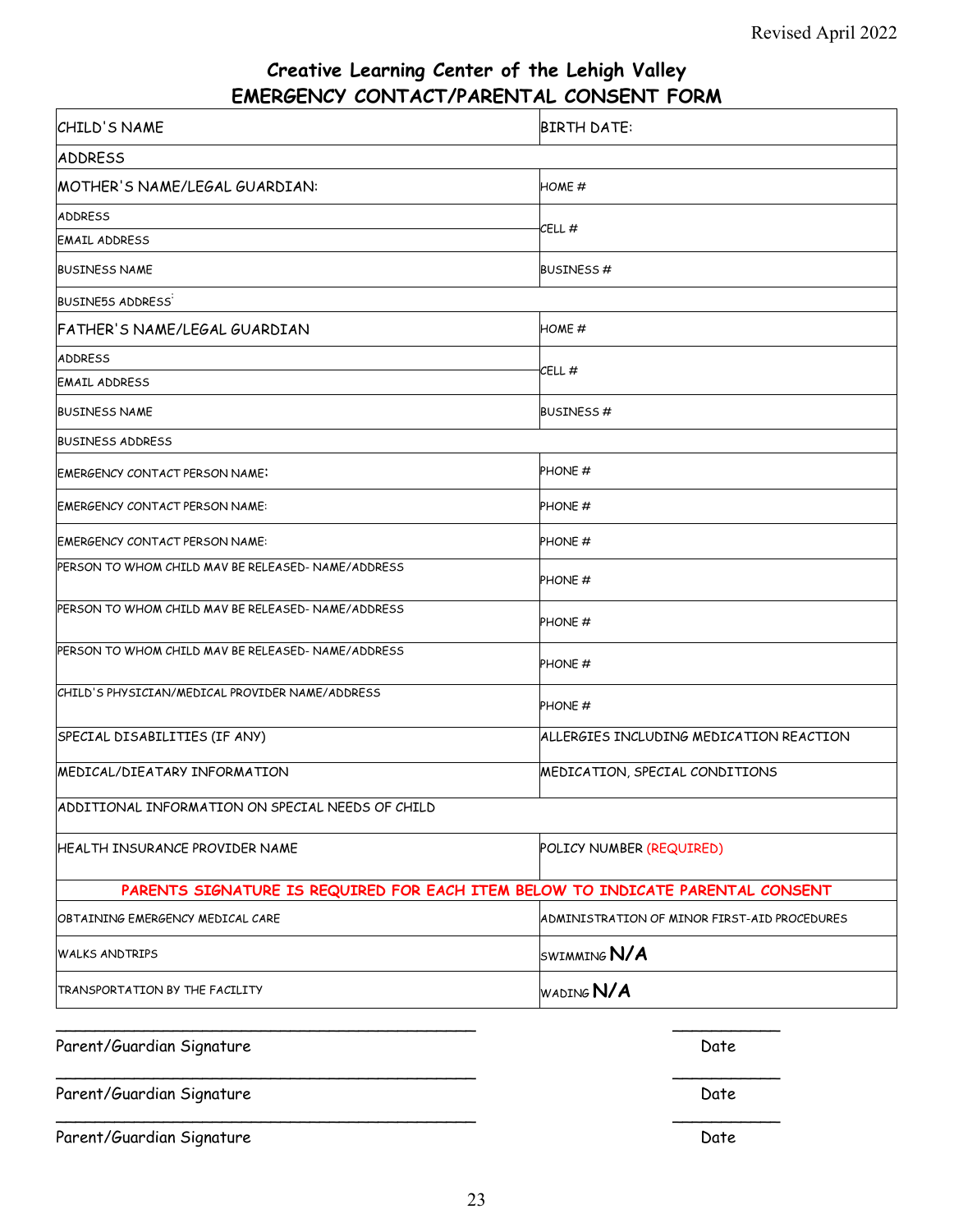Revised April 2022

# Creative Learning Center of the Lehigh Valley
## EMERGENCY CONTACT/PARENTAL CONSENT FORM

| CHILD'S NAME | BIRTH DATE: |
|---|---|
| ADDRESS | |
| MOTHER'S NAME/LEGAL GUARDIAN: | HOME # |
| ADDRESS | CELL # |
| EMAIL ADDRESS | |
| BUSINESS NAME | BUSINESS # |
| BUSINE5S ADDRESS | |
| FATHER'S NAME/LEGAL GUARDIAN | HOME # |
| ADDRESS | CELL # |
| EMAIL ADDRESS | |
| BUSINESS NAME | BUSINESS # |
| BUSINESS ADDRESS | |
| EMERGENCY CONTACT PERSON NAME: | PHONE # |
| EMERGENCY CONTACT PERSON NAME: | PHONE # |
| EMERGENCY CONTACT PERSON NAME: | PHONE # |
| PERSON TO WHOM CHILD MAV BE RELEASED- NAME/ADDRESS | PHONE # |
| PERSON TO WHOM CHILD MAV BE RELEASED- NAME/ADDRESS | PHONE # |
| PERSON TO WHOM CHILD MAV BE RELEASED- NAME/ADDRESS | PHONE # |
| CHILD'S PHYSICIAN/MEDICAL PROVIDER NAME/ADDRESS | PHONE # |
| SPECIAL DISABILITIES (IF ANY) | ALLERGIES INCLUDING MEDICATION REACTION |
| MEDICAL/DIEATARY INFORMATION | MEDICATION, SPECIAL CONDITIONS |
| ADDITIONAL INFORMATION ON SPECIAL NEEDS OF CHILD | |
| HEALTH INSURANCE PROVIDER NAME | POLICY NUMBER (REQUIRED) |
| **PARENTS SIGNATURE IS REQUIRED FOR EACH ITEM BELOW TO INDICATE PARENTAL CONSENT** | |
| OBTAINING EMERGENCY MEDICAL CARE | ADMINISTRATION OF MINOR FIRST-AID PROCEDURES |
| WALKS ANDTRIPS | SWIMMING **N/A** |
| TRANSPORTATION BY THE FACILITY | WADING **N/A** |

_________________________________________ __________

Parent/Guardian Signature Date

_________________________________________ __________

Parent/Guardian Signature Date

_________________________________________ __________

Parent/Guardian Signature Date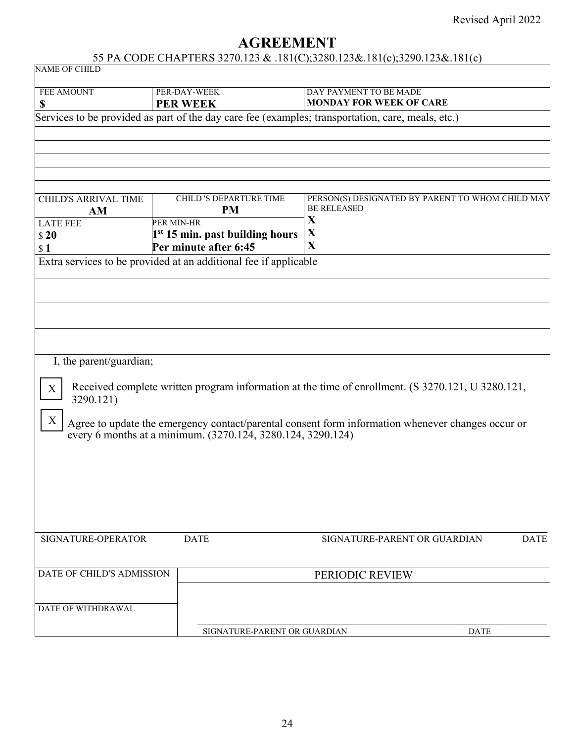Revised April 2022

# AGREEMENT

55 PA CODE CHAPTERS 3270.123 & .181(C);3280.123&.181(c);3290.123&.181(c)

| NAME OF CHILD | | |
|---|---|---|
| FEE AMOUNT<br>**$** | PER-DAY-WEEK<br>**PER WEEK** | DAY PAYMENT TO BE MADE<br>**MONDAY FOR WEEK OF CARE** |

Services to be provided as part of the day care fee (examples; transportation, care, meals, etc.)

| CHILD'S ARRIVAL TIME<br>**AM** | CHILD 'S DEPARTURE TIME<br>**PM** | PERSON(S) DESIGNATED BY PARENT TO WHOM CHILD MAY BE RELEASED |
|---|---|---|
| LATE FEE<br>$ **20**<br>$ **1** | PER MIN-HR<br>**1st 15 min. past building hours**<br>**Per minute after 6:45** | **X**<br>**X**<br>**X** |

Extra services to be provided at an additional fee if applicable

I, the parent/guardian;

[X] Received complete written program information at the time of enrollment. (S 3270.121, U 3280.121, 3290.121)

[X] Agree to update the emergency contact/parental consent form information whenever changes occur or every 6 months at a minimum. (3270.124, 3280.124, 3290.124)

| SIGNATURE-OPERATOR | DATE | SIGNATURE-PARENT OR GUARDIAN | DATE |
|---|---|---|---|
| | | | |

| DATE OF CHILD'S ADMISSION | PERIODIC REVIEW |
|---|---|
| DATE OF WITHDRAWAL | SIGNATURE-PARENT OR GUARDIAN &nbsp;&nbsp;&nbsp; DATE |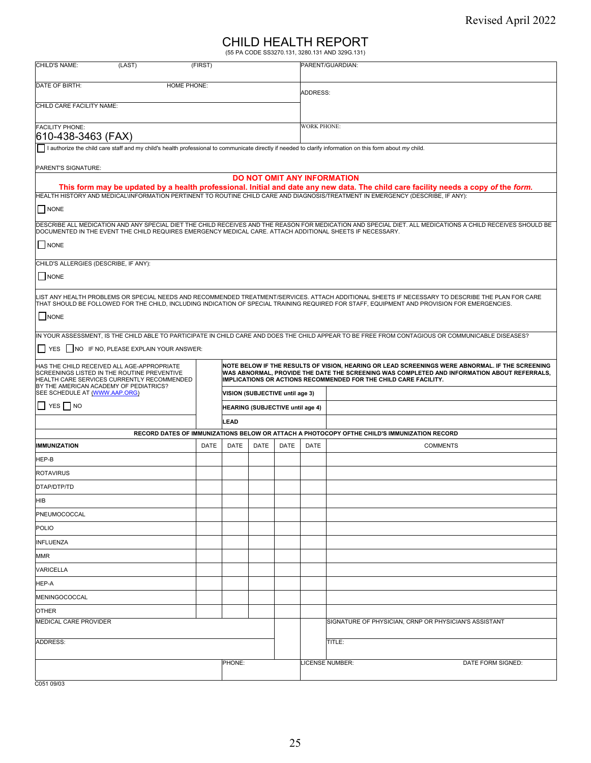Revised April 2022

# CHILD HEALTH REPORT

(55 PA CODE SS3270.131, 3280.131 AND 329G.131)

| CHILD'S NAME: (LAST) (FIRST) | PARENT/GUARDIAN: |
|---|---|
| DATE OF BIRTH: HOME PHONE: | ADDRESS: |
| CHILD CARE FACILITY NAME: | |
| FACILITY PHONE: 610-438-3463 (FAX) | WORK PHONE: |

☐ I authorize the child care staff and my child's health professional to communicate directly if needed to clarify information on this form about *my* child.

PARENT'S SIGNATURE:

**DO NOT OMIT ANY INFORMATION**

**This form may be updated by a health professional. Initial and date any new data. The child care facility needs a copy *of* the *form*.**

HEALTH HISTORY AND MEDICAL\INFORMATION PERTINENT TO ROUTINE CHILD CARE AND DIAGNOSIS/TREATMENT IN EMERGENCY (DESCRIBE, IF ANY):

☐ NONE

DESCRIBE ALL MEDICATION AND ANY SPECIAL DIET THE CHILD RECEIVES AND THE REASON FOR MEDICATION AND SPECIAL DIET. ALL MEDICATIONS A CHILD RECEIVES SHOULD BE DOCUMENTED IN THE EVENT THE CHILD REQUIRES EMERGENCY MEDICAL CARE. ATTACH ADDITIONAL SHEETS IF NECESSARY.

☐ NONE

CHILD'S ALLERGIES (DESCRIBE, IF ANY):

☐ NONE

LIST ANY HEALTH PROBLEMS OR SPECIAL NEEDS AND RECOMMENDED TREATMENT/SERVICES. ATTACH ADDITIONAL SHEETS IF NECESSARY TO DESCRIBE THE PLAN FOR CARE THAT SHOULD BE FOLLOWED FOR THE CHILD, INCLUDING INDICATION OF SPECIAL TRAINING REQUIRED FOR STAFF, EQUIPMENT AND PROVISION FOR EMERGENCIES.

☐ NONE

IN YOUR ASSESSMENT, IS THE CHILD ABLE TO PARTICIPATE IN CHILD CARE AND DOES THE CHILD APPEAR TO BE FREE FROM CONTAGIOUS OR COMMUNICABLE DISEASES?

☐ YES ☐ NO IF NO, PLEASE EXPLAIN YOUR ANSWER:

| HAS THE CHILD RECEIVED ALL AGE-APPROPRIATE SCREENINGS LISTED IN THE ROUTINE PREVENTIVE HEALTH CARE SERVICES CURRENTLY RECOMMENDED BY THE AMERICAN ACADEMY OF PEDIATRICS? SEE SCHEDULE AT (WWW.AAP.ORG) ☐ YES ☐ NO | | **NOTE BELOW IF THE RESULTS OF VISION, HEARING OR LEAD SCREENINGS WERE ABNORMAL. IF THE SCREENING WAS ABNORMAL, PROVIDE THE DATE THE SCREENING WAS COMPLETED AND INFORMATION ABOUT REFERRALS, IMPLICATIONS OR ACTIONS RECOMMENDED FOR THE CHILD CARE FACILITY.** | |
|---|---|---|---|
| | | **VISION (SUBJECTIVE until age 3)** | |
| | | **HEARING (SUBJECTIVE until age 4)** | |
| | | **LEAD** | |

**RECORD DATES OF IMMUNIZATIONS BELOW OR ATTACH A PHOTOCOPY OFTHE CHILD'S IMMUNIZATION RECORD**

| **IMMUNIZATION** | DATE | DATE | DATE | DATE | DATE | COMMENTS |
|---|---|---|---|---|---|---|
| HEP-B | | | | | | |
| ROTAVIRUS | | | | | | |
| DTAP/DTP/TD | | | | | | |
| HIB | | | | | | |
| PNEUMOCOCCAL | | | | | | |
| POLIO | | | | | | |
| INFLUENZA | | | | | | |
| MMR | | | | | | |
| VARICELLA | | | | | | |
| HEP-A | | | | | | |
| MENINGOCOCCAL | | | | | | |
| OTHER | | | | | | |

| MEDICAL CARE PROVIDER | | SIGNATURE OF PHYSICIAN, CRNP OR PHYSICIAN'S ASSISTANT | |
|---|---|---|---|
| ADDRESS: | | TITLE: | |
| | PHONE: | LICENSE NUMBER: | DATE FORM SIGNED: |

C051 09/03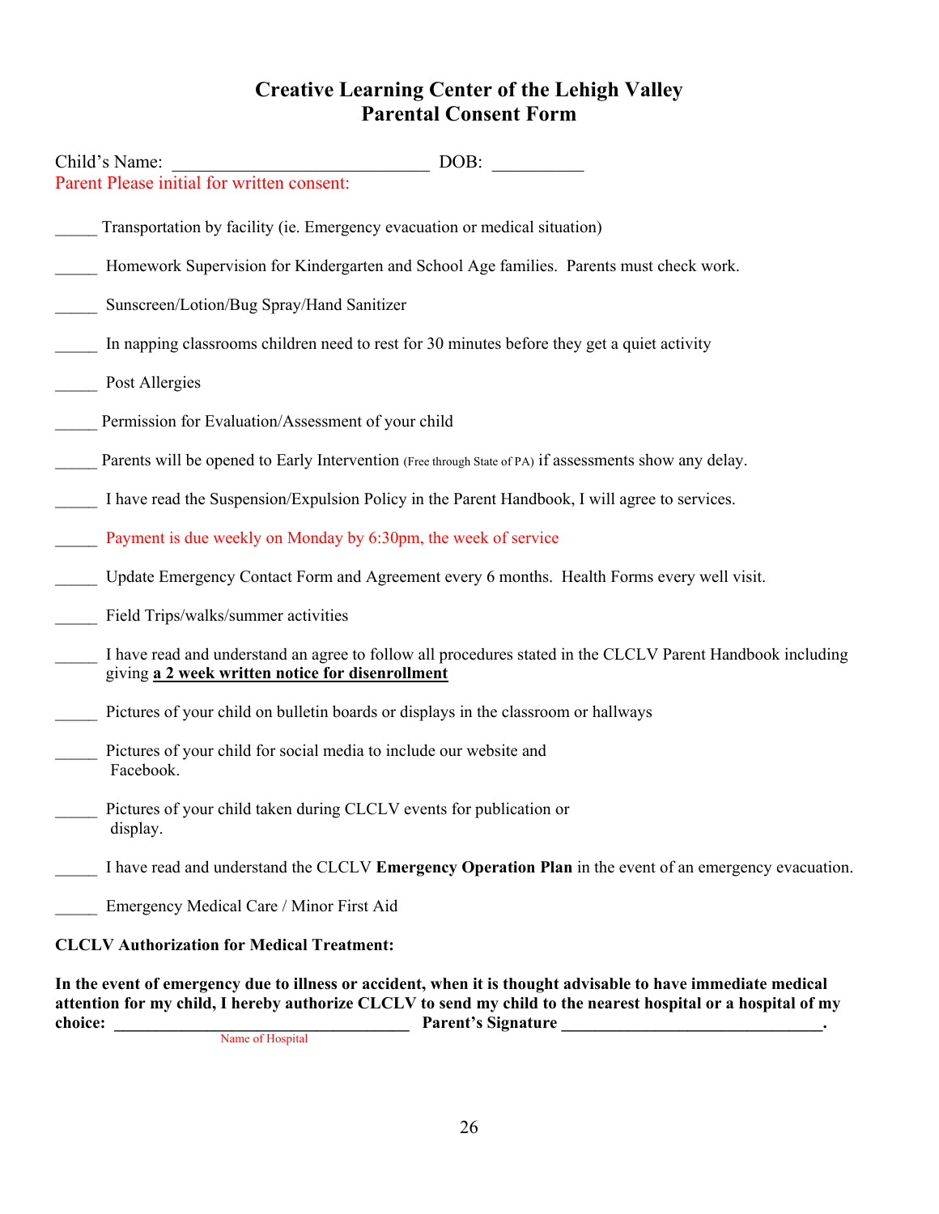# Creative Learning Center of the Lehigh Valley
# Parental Consent Form

Child's Name: _____________________________ DOB: __________

Parent Please initial for written consent:

_____ Transportation by facility (ie. Emergency evacuation or medical situation)

_____ Homework Supervision for Kindergarten and School Age families. Parents must check work.

_____ Sunscreen/Lotion/Bug Spray/Hand Sanitizer

_____ In napping classrooms children need to rest for 30 minutes before they get a quiet activity

_____ Post Allergies

_____ Permission for Evaluation/Assessment of your child

_____ Parents will be opened to Early Intervention (Free through State of PA) if assessments show any delay.

_____ I have read the Suspension/Expulsion Policy in the Parent Handbook, I will agree to services.

_____ Payment is due weekly on Monday by 6:30pm, the week of service

_____ Update Emergency Contact Form and Agreement every 6 months. Health Forms every well visit.

_____ Field Trips/walks/summer activities

_____ I have read and understand an agree to follow all procedures stated in the CLCLV Parent Handbook including giving **a 2 week written notice for disenrollment**

_____ Pictures of your child on bulletin boards or displays in the classroom or hallways

_____ Pictures of your child for social media to include our website and Facebook.

_____ Pictures of your child taken during CLCLV events for publication or display.

_____ I have read and understand the CLCLV **Emergency Operation Plan** in the event of an emergency evacuation.

_____ Emergency Medical Care / Minor First Aid

**CLCLV Authorization for Medical Treatment:**

**In the event of emergency due to illness or accident, when it is thought advisable to have immediate medical attention for my child, I hereby authorize CLCLV to send my child to the nearest hospital or a hospital of my choice: _________________________________ Parent's Signature ______________________________.**

Name of Hospital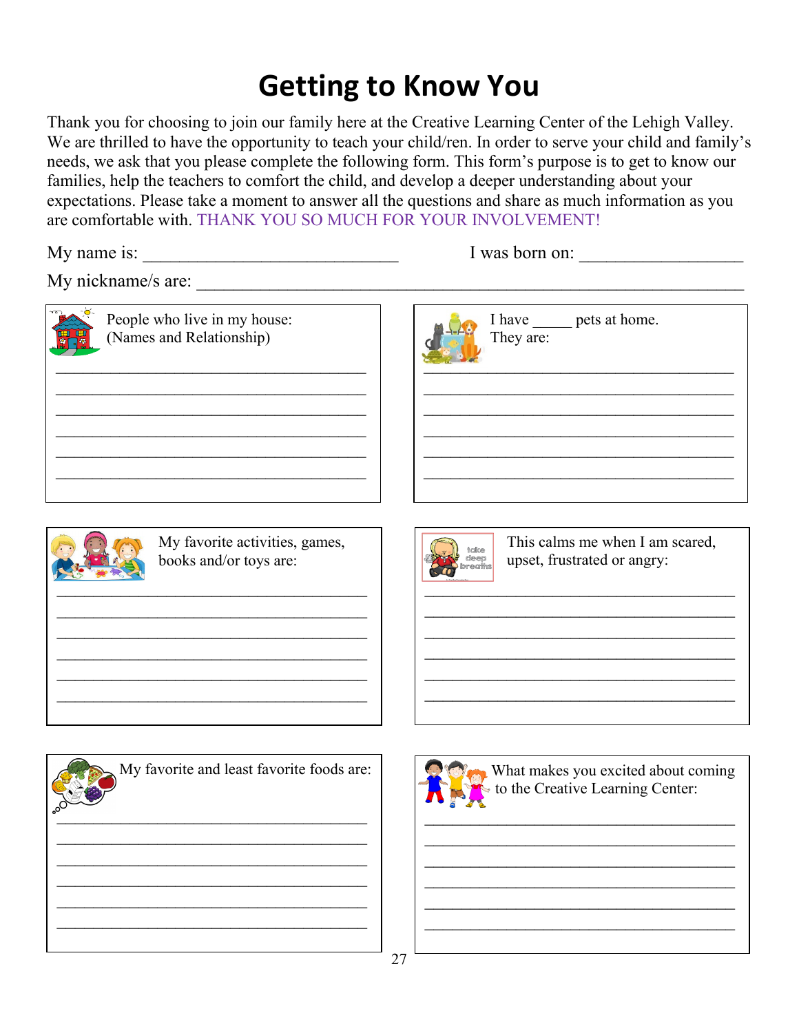# Getting to Know You

Thank you for choosing to join our family here at the Creative Learning Center of the Lehigh Valley. We are thrilled to have the opportunity to teach your child/ren. In order to serve your child and family's needs, we ask that you please complete the following form. This form's purpose is to get to know our families, help the teachers to comfort the child, and develop a deeper understanding about your expectations. Please take a moment to answer all the questions and share as much information as you are comfortable with. THANK YOU SO MUCH FOR YOUR INVOLVEMENT!

My name is: ____________________________ I was born on: __________________

My nickname/s are: ____________________________________________________________

People who live in my house:
(Names and Relationship)

__________________________________________
__________________________________________
__________________________________________
__________________________________________
__________________________________________
__________________________________________

I have _____ pets at home.
They are:

__________________________________________
__________________________________________
__________________________________________
__________________________________________
__________________________________________
__________________________________________

My favorite activities, games, books and/or toys are:

__________________________________________
__________________________________________
__________________________________________
__________________________________________
__________________________________________
__________________________________________

This calms me when I am scared, upset, frustrated or angry:

__________________________________________
__________________________________________
__________________________________________
__________________________________________
__________________________________________
__________________________________________

My favorite and least favorite foods are:

__________________________________________
__________________________________________
__________________________________________
__________________________________________
__________________________________________
__________________________________________

What makes you excited about coming to the Creative Learning Center:

__________________________________________
__________________________________________
__________________________________________
__________________________________________
__________________________________________
__________________________________________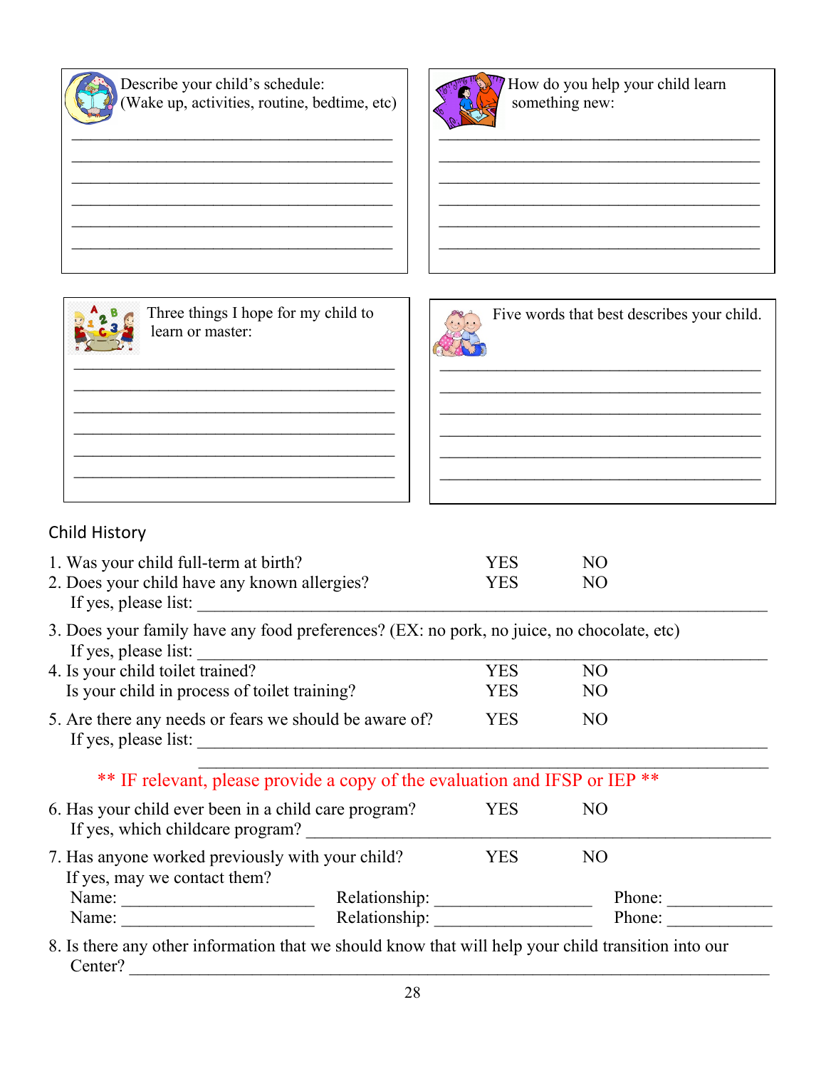Describe your child's schedule:
(Wake up, activities, routine, bedtime, etc)

\_\_\_\_\_\_\_\_\_\_\_\_\_\_\_\_\_\_\_\_\_\_\_\_\_\_\_\_\_\_\_\_\_\_\_\_\_\_\_\_
\_\_\_\_\_\_\_\_\_\_\_\_\_\_\_\_\_\_\_\_\_\_\_\_\_\_\_\_\_\_\_\_\_\_\_\_\_\_\_\_
\_\_\_\_\_\_\_\_\_\_\_\_\_\_\_\_\_\_\_\_\_\_\_\_\_\_\_\_\_\_\_\_\_\_\_\_\_\_\_\_
\_\_\_\_\_\_\_\_\_\_\_\_\_\_\_\_\_\_\_\_\_\_\_\_\_\_\_\_\_\_\_\_\_\_\_\_\_\_\_\_
\_\_\_\_\_\_\_\_\_\_\_\_\_\_\_\_\_\_\_\_\_\_\_\_\_\_\_\_\_\_\_\_\_\_\_\_\_\_\_\_
\_\_\_\_\_\_\_\_\_\_\_\_\_\_\_\_\_\_\_\_\_\_\_\_\_\_\_\_\_\_\_\_\_\_\_\_\_\_\_\_

How do you help your child learn something new:

\_\_\_\_\_\_\_\_\_\_\_\_\_\_\_\_\_\_\_\_\_\_\_\_\_\_\_\_\_\_\_\_\_\_\_\_\_\_\_\_
\_\_\_\_\_\_\_\_\_\_\_\_\_\_\_\_\_\_\_\_\_\_\_\_\_\_\_\_\_\_\_\_\_\_\_\_\_\_\_\_
\_\_\_\_\_\_\_\_\_\_\_\_\_\_\_\_\_\_\_\_\_\_\_\_\_\_\_\_\_\_\_\_\_\_\_\_\_\_\_\_
\_\_\_\_\_\_\_\_\_\_\_\_\_\_\_\_\_\_\_\_\_\_\_\_\_\_\_\_\_\_\_\_\_\_\_\_\_\_\_\_
\_\_\_\_\_\_\_\_\_\_\_\_\_\_\_\_\_\_\_\_\_\_\_\_\_\_\_\_\_\_\_\_\_\_\_\_\_\_\_\_
\_\_\_\_\_\_\_\_\_\_\_\_\_\_\_\_\_\_\_\_\_\_\_\_\_\_\_\_\_\_\_\_\_\_\_\_\_\_\_\_

Three things I hope for my child to learn or master:

\_\_\_\_\_\_\_\_\_\_\_\_\_\_\_\_\_\_\_\_\_\_\_\_\_\_\_\_\_\_\_\_\_\_\_\_\_\_\_\_
\_\_\_\_\_\_\_\_\_\_\_\_\_\_\_\_\_\_\_\_\_\_\_\_\_\_\_\_\_\_\_\_\_\_\_\_\_\_\_\_
\_\_\_\_\_\_\_\_\_\_\_\_\_\_\_\_\_\_\_\_\_\_\_\_\_\_\_\_\_\_\_\_\_\_\_\_\_\_\_\_
\_\_\_\_\_\_\_\_\_\_\_\_\_\_\_\_\_\_\_\_\_\_\_\_\_\_\_\_\_\_\_\_\_\_\_\_\_\_\_\_
\_\_\_\_\_\_\_\_\_\_\_\_\_\_\_\_\_\_\_\_\_\_\_\_\_\_\_\_\_\_\_\_\_\_\_\_\_\_\_\_
\_\_\_\_\_\_\_\_\_\_\_\_\_\_\_\_\_\_\_\_\_\_\_\_\_\_\_\_\_\_\_\_\_\_\_\_\_\_\_\_

Five words that best describes your child.

\_\_\_\_\_\_\_\_\_\_\_\_\_\_\_\_\_\_\_\_\_\_\_\_\_\_\_\_\_\_\_\_\_\_\_\_\_\_\_\_
\_\_\_\_\_\_\_\_\_\_\_\_\_\_\_\_\_\_\_\_\_\_\_\_\_\_\_\_\_\_\_\_\_\_\_\_\_\_\_\_
\_\_\_\_\_\_\_\_\_\_\_\_\_\_\_\_\_\_\_\_\_\_\_\_\_\_\_\_\_\_\_\_\_\_\_\_\_\_\_\_
\_\_\_\_\_\_\_\_\_\_\_\_\_\_\_\_\_\_\_\_\_\_\_\_\_\_\_\_\_\_\_\_\_\_\_\_\_\_\_\_
\_\_\_\_\_\_\_\_\_\_\_\_\_\_\_\_\_\_\_\_\_\_\_\_\_\_\_\_\_\_\_\_\_\_\_\_\_\_\_\_
\_\_\_\_\_\_\_\_\_\_\_\_\_\_\_\_\_\_\_\_\_\_\_\_\_\_\_\_\_\_\_\_\_\_\_\_\_\_\_\_

## Child History

1. Was your child full-term at birth? YES NO
2. Does your child have any known allergies? YES NO
   If yes, please list: \_\_\_\_\_\_\_\_\_\_\_\_\_\_\_\_\_\_\_\_\_\_\_\_\_\_\_\_\_\_\_\_\_\_\_\_\_\_\_\_
3. Does your family have any food preferences? (EX: no pork, no juice, no chocolate, etc)
   If yes, please list: \_\_\_\_\_\_\_\_\_\_\_\_\_\_\_\_\_\_\_\_\_\_\_\_\_\_\_\_\_\_\_\_\_\_\_\_\_\_\_\_
4. Is your child toilet trained? YES NO
   Is your child in process of toilet training? YES NO
5. Are there any needs or fears we should be aware of? YES NO
   If yes, please list: \_\_\_\_\_\_\_\_\_\_\_\_\_\_\_\_\_\_\_\_\_\_\_\_\_\_\_\_\_\_\_\_\_\_\_\_\_\_\_\_
   \_\_\_\_\_\_\_\_\_\_\_\_\_\_\_\_\_\_\_\_\_\_\_\_\_\_\_\_\_\_\_\_\_\_\_\_\_\_\_\_

   \*\* IF relevant, please provide a copy of the evaluation and IFSP or IEP \*\*

6. Has your child ever been in a child care program? YES NO
   If yes, which childcare program? \_\_\_\_\_\_\_\_\_\_\_\_\_\_\_\_\_\_\_\_\_\_\_\_\_\_\_\_\_\_\_\_
7. Has anyone worked previously with your child? YES NO
   If yes, may we contact them?
   Name: \_\_\_\_\_\_\_\_\_\_\_\_\_\_\_\_\_\_\_\_ Relationship: \_\_\_\_\_\_\_\_\_\_\_\_\_\_\_\_\_ Phone: \_\_\_\_\_\_\_\_\_\_\_
   Name: \_\_\_\_\_\_\_\_\_\_\_\_\_\_\_\_\_\_\_\_ Relationship: \_\_\_\_\_\_\_\_\_\_\_\_\_\_\_\_\_ Phone: \_\_\_\_\_\_\_\_\_\_\_
8. Is there any other information that we should know that will help your child transition into our Center? \_\_\_\_\_\_\_\_\_\_\_\_\_\_\_\_\_\_\_\_\_\_\_\_\_\_\_\_\_\_\_\_\_\_\_\_\_\_\_\_\_\_\_\_\_\_\_\_\_\_\_\_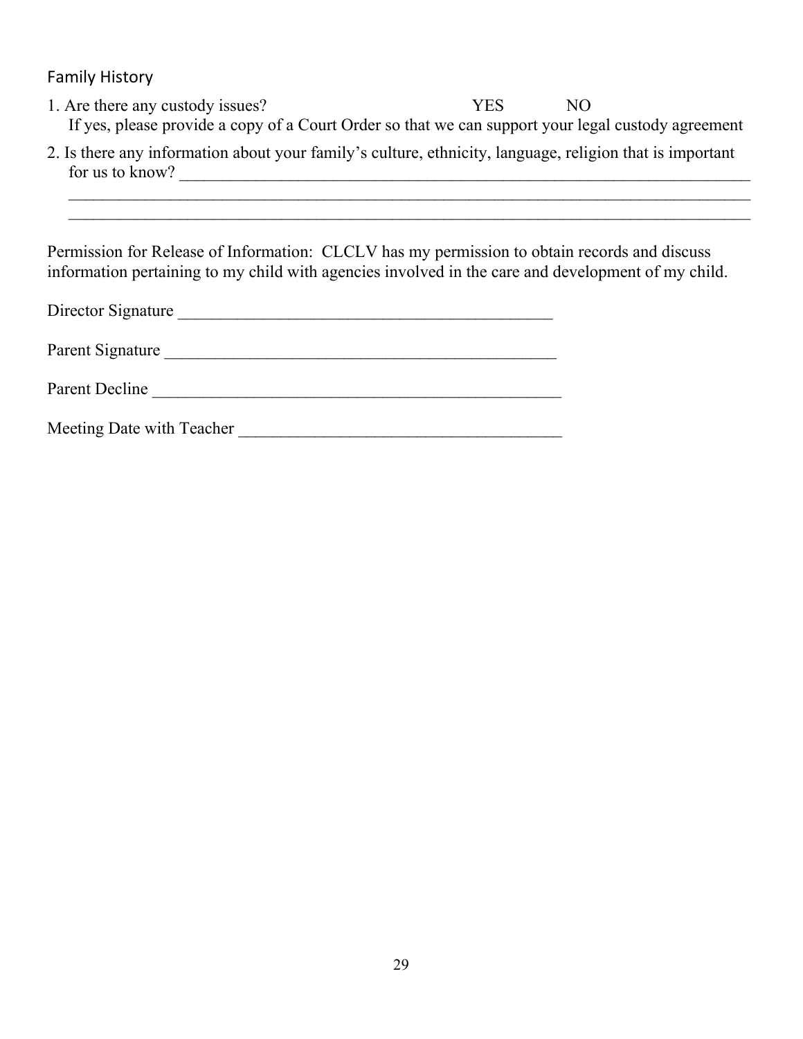## Family History

1. Are there any custody issues? YES NO
   If yes, please provide a copy of a Court Order so that we can support your legal custody agreement
2. Is there any information about your family's culture, ethnicity, language, religion that is important for us to know? ______________________________________________________________________
   ______________________________________________________________________________________
   ______________________________________________________________________________________

Permission for Release of Information: CLCLV has my permission to obtain records and discuss information pertaining to my child with agencies involved in the care and development of my child.

Director Signature _____________________________________________

Parent Signature _______________________________________________

Parent Decline _________________________________________________

Meeting Date with Teacher _______________________________________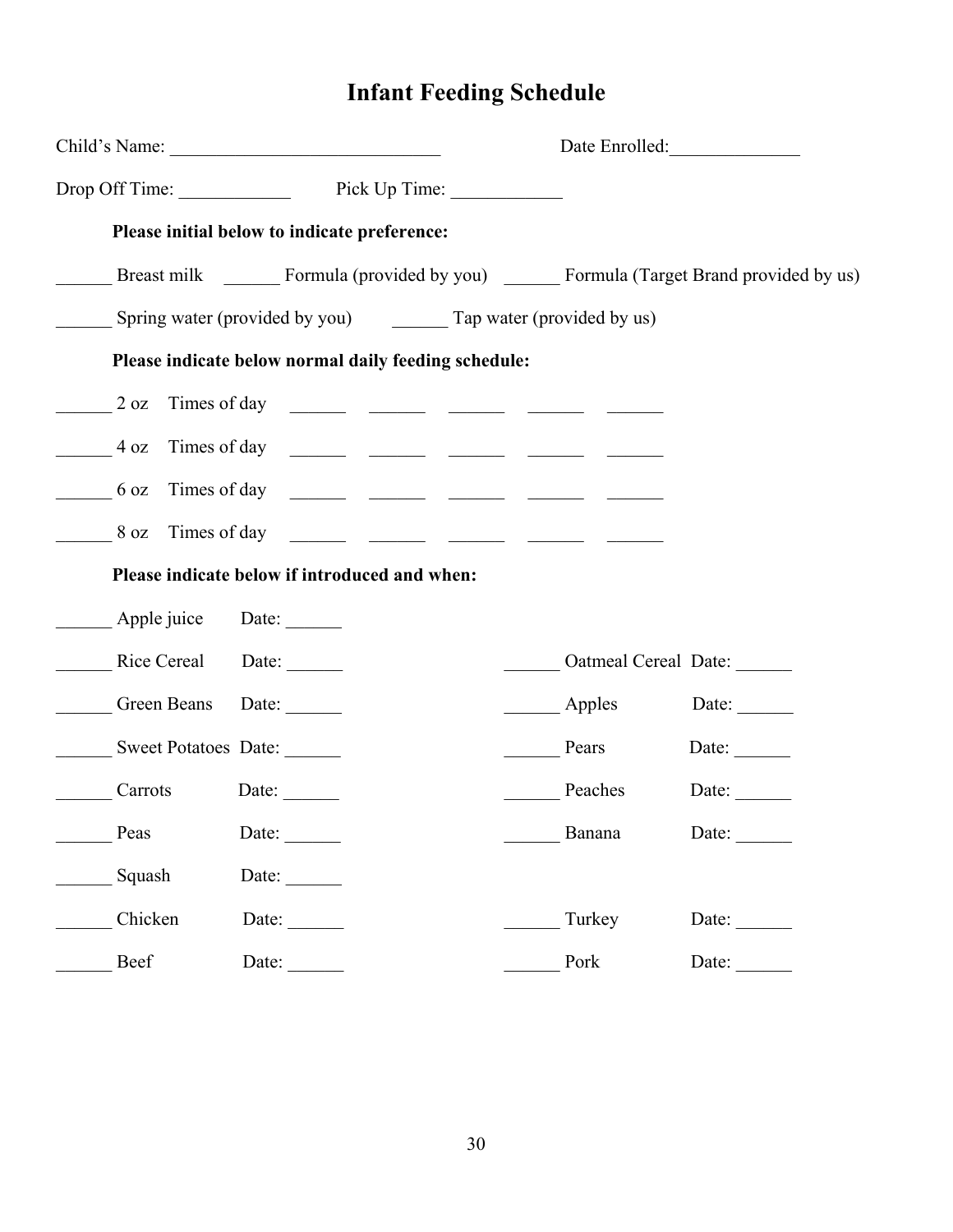# Infant Feeding Schedule

Child's Name: ______________________________ Date Enrolled:______________

Drop Off Time: ____________ Pick Up Time: ____________

**Please initial below to indicate preference:**

______ Breast milk ______ Formula (provided by you) ______ Formula (Target Brand provided by us)

______ Spring water (provided by you) ______ Tap water (provided by us)

**Please indicate below normal daily feeding schedule:**

______ 2 oz Times of day ______ ______ ______ ______ ______

______ 4 oz Times of day ______ ______ ______ ______ ______

______ 6 oz Times of day ______ ______ ______ ______ ______

______ 8 oz Times of day ______ ______ ______ ______ ______

**Please indicate below if introduced and when:**

______ Apple juice Date: ______

______ Rice Cereal Date: ______

______ Green Beans Date: ______

______ Sweet Potatoes Date: ______

______ Carrots Date: ______

______ Peas Date: ______

______ Squash Date: ______

______ Oatmeal Cereal Date: ______

______ Apples Date: ______

______ Pears Date: ______

______ Peaches Date: ______

______ Banana Date: ______

______ Chicken Date: ______

______ Turkey Date: ______

______ Beef Date: ______

______ Pork Date: ______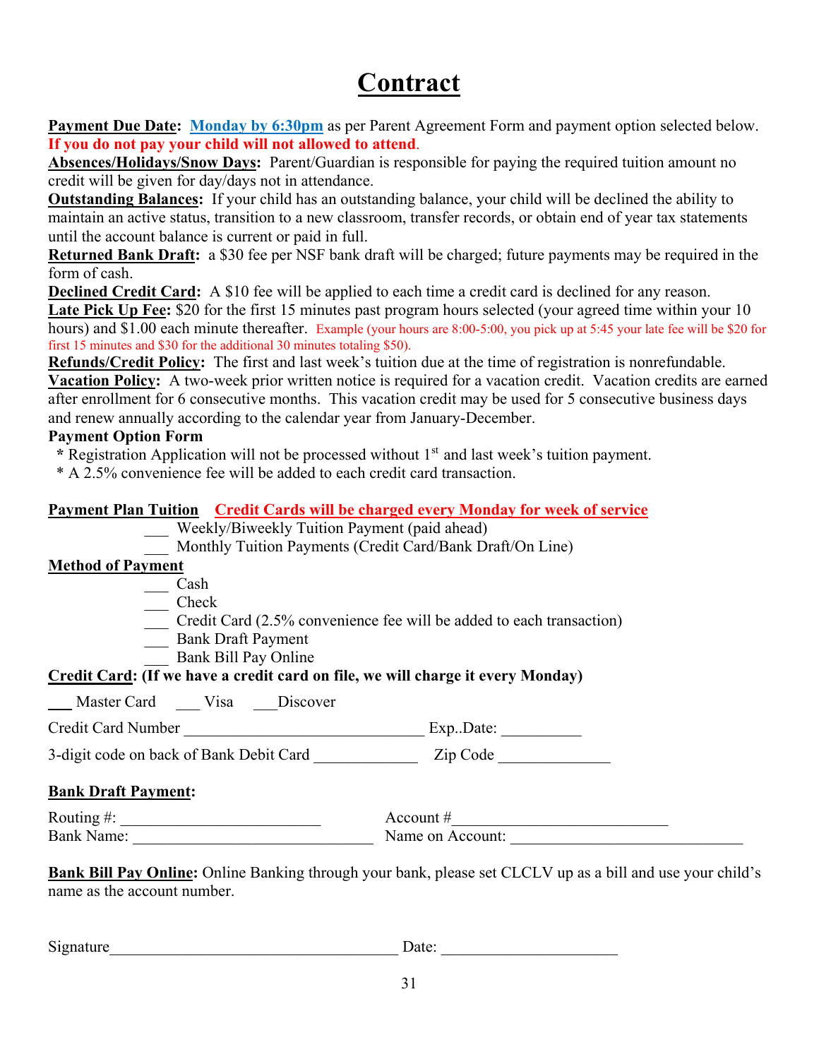# Contract

**Payment Due Date:** **Monday by 6:30pm** as per Parent Agreement Form and payment option selected below. **If you do not pay your child will not allowed to attend**.

**Absences/Holidays/Snow Days:** Parent/Guardian is responsible for paying the required tuition amount no credit will be given for day/days not in attendance.

**Outstanding Balances:** If your child has an outstanding balance, your child will be declined the ability to maintain an active status, transition to a new classroom, transfer records, or obtain end of year tax statements until the account balance is current or paid in full.

**Returned Bank Draft:** a $30 fee per NSF bank draft will be charged; future payments may be required in the form of cash.

**Declined Credit Card:** A $10 fee will be applied to each time a credit card is declined for any reason.

**Late Pick Up Fee:** $20 for the first 15 minutes past program hours selected (your agreed time within your 10 hours) and $1.00 each minute thereafter. Example (your hours are 8:00-5:00, you pick up at 5:45 your late fee will be $20 for first 15 minutes and $30 for the additional 30 minutes totaling $50).

**Refunds/Credit Policy:** The first and last week's tuition due at the time of registration is nonrefundable.

**Vacation Policy:** A two-week prior written notice is required for a vacation credit. Vacation credits are earned after enrollment for 6 consecutive months. This vacation credit may be used for 5 consecutive business days and renew annually according to the calendar year from January-December.

**Payment Option Form**

* Registration Application will not be processed without 1st and last week's tuition payment.
* A 2.5% convenience fee will be added to each credit card transaction.

**Payment Plan Tuition** **Credit Cards will be charged every Monday for week of service**

___ Weekly/Biweekly Tuition Payment (paid ahead)
___ Monthly Tuition Payments (Credit Card/Bank Draft/On Line)

**Method of Payment**

___ Cash
___ Check
___ Credit Card (2.5% convenience fee will be added to each transaction)
___ Bank Draft Payment
___ Bank Bill Pay Online

**Credit Card: (If we have a credit card on file, we will charge it every Monday)**

___ Master Card ___ Visa ___Discover

Credit Card Number ______________________________ Exp..Date: __________

3-digit code on back of Bank Debit Card ____________ Zip Code ______________

**Bank Draft Payment:**

Routing #: ________________________ Account #___________________________

Bank Name: ______________________________ Name on Account: ____________________________

**Bank Bill Pay Online:** Online Banking through your bank, please set CLCLV up as a bill and use your child's name as the account number.

Signature_____________________________________ Date: ______________________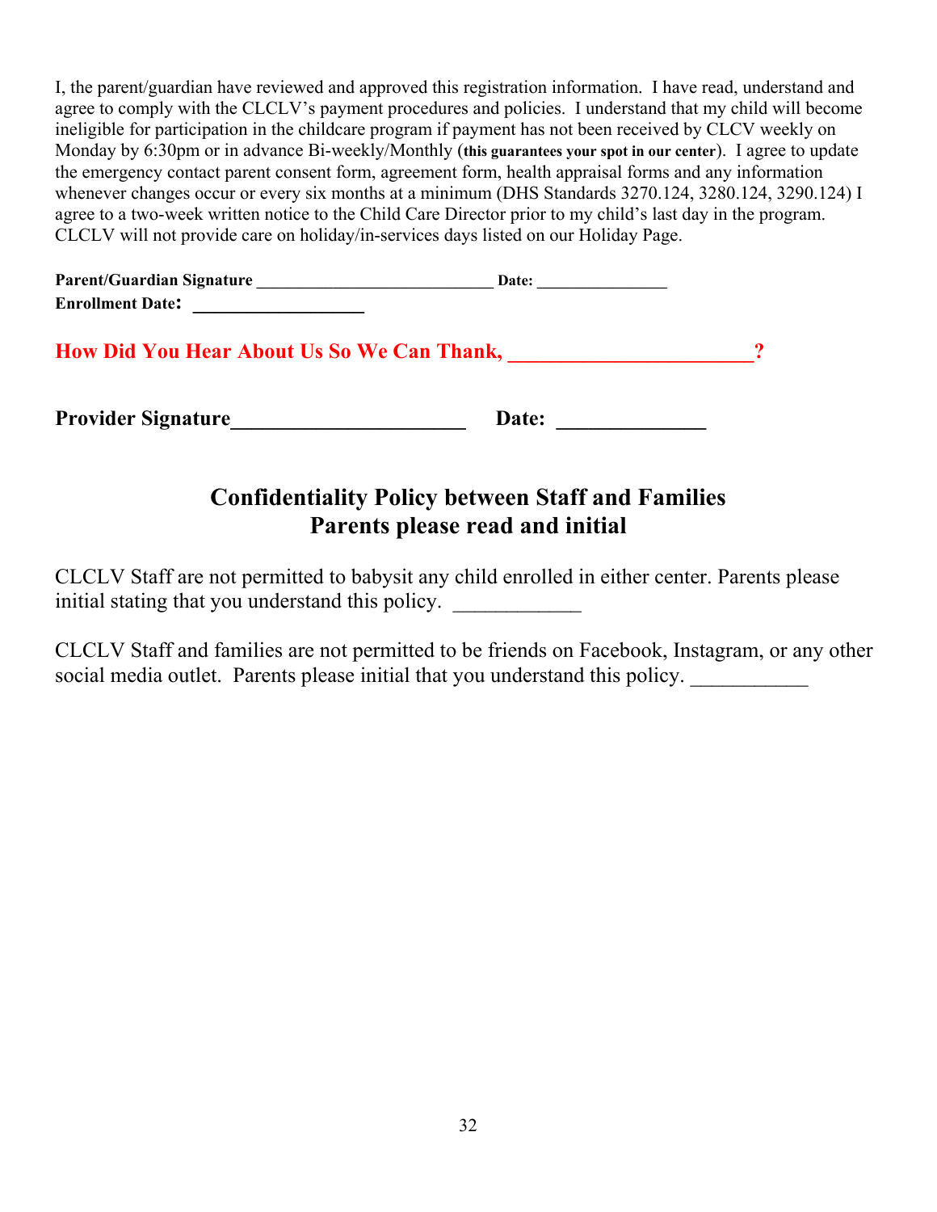I, the parent/guardian have reviewed and approved this registration information. I have read, understand and agree to comply with the CLCLV's payment procedures and policies. I understand that my child will become ineligible for participation in the childcare program if payment has not been received by CLCV weekly on Monday by 6:30pm or in advance Bi-weekly/Monthly (**this guarantees your spot in our center**). I agree to update the emergency contact parent consent form, agreement form, health appraisal forms and any information whenever changes occur or every six months at a minimum (DHS Standards 3270.124, 3280.124, 3290.124) I agree to a two-week written notice to the Child Care Director prior to my child's last day in the program. CLCLV will not provide care on holiday/in-services days listed on our Holiday Page.

**Parent/Guardian Signature** ___________________________ **Date:** _______________
**Enrollment Date:** __________________

**How Did You Hear About Us So We Can Thank, ______________________?**

**Provider Signature_____________________ Date: _____________**

## Confidentiality Policy between Staff and Families
## Parents please read and initial

CLCLV Staff are not permitted to babysit any child enrolled in either center. Parents please initial stating that you understand this policy. ___________

CLCLV Staff and families are not permitted to be friends on Facebook, Instagram, or any other social media outlet. Parents please initial that you understand this policy. ___________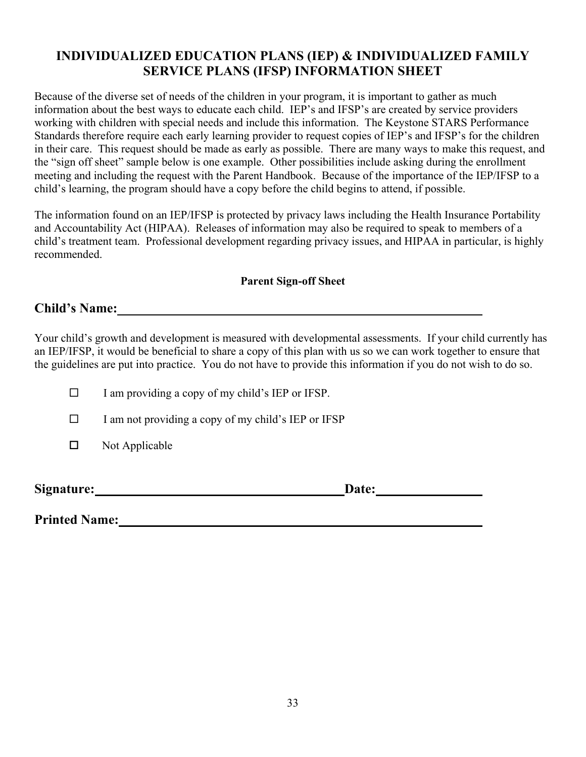# INDIVIDUALIZED EDUCATION PLANS (IEP) & INDIVIDUALIZED FAMILY SERVICE PLANS (IFSP) INFORMATION SHEET

Because of the diverse set of needs of the children in your program, it is important to gather as much information about the best ways to educate each child. IEP's and IFSP's are created by service providers working with children with special needs and include this information. The Keystone STARS Performance Standards therefore require each early learning provider to request copies of IEP's and IFSP's for the children in their care. This request should be made as early as possible. There are many ways to make this request, and the "sign off sheet" sample below is one example. Other possibilities include asking during the enrollment meeting and including the request with the Parent Handbook. Because of the importance of the IEP/IFSP to a child's learning, the program should have a copy before the child begins to attend, if possible.

The information found on an IEP/IFSP is protected by privacy laws including the Health Insurance Portability and Accountability Act (HIPAA). Releases of information may also be required to speak to members of a child's treatment team. Professional development regarding privacy issues, and HIPAA in particular, is highly recommended.

**Parent Sign-off Sheet**

**Child's Name:** ____________________________________________

Your child's growth and development is measured with developmental assessments. If your child currently has an IEP/IFSP, it would be beneficial to share a copy of this plan with us so we can work together to ensure that the guidelines are put into practice. You do not have to provide this information if you do not wish to do so.

- ☐ I am providing a copy of my child's IEP or IFSP.
- ☐ I am not providing a copy of my child's IEP or IFSP
- ☐ Not Applicable

**Signature:** ______________________________ **Date:** ____________

**Printed Name:** ____________________________________________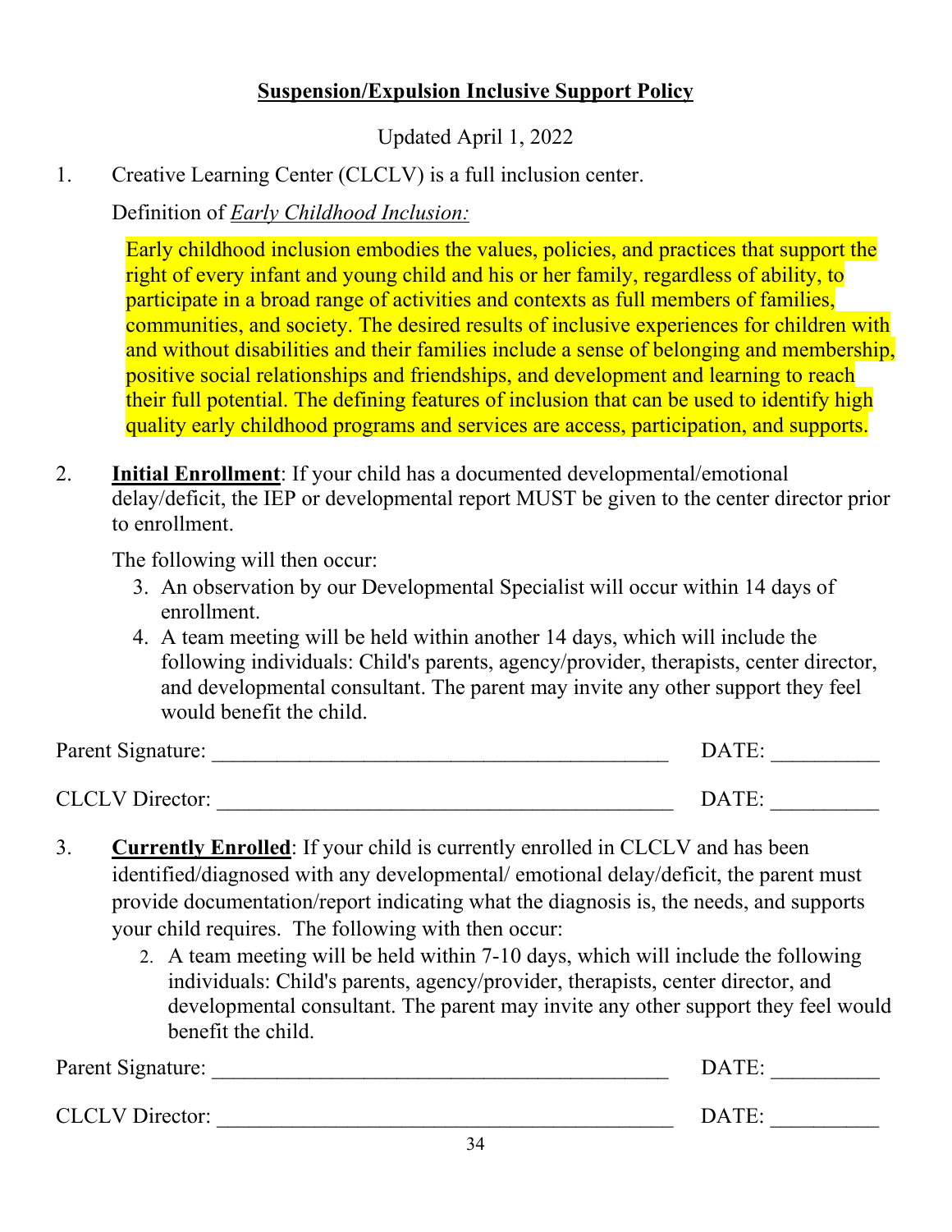## **Suspension/Expulsion Inclusive Support Policy**

Updated April 1, 2022

1. Creative Learning Center (CLCLV) is a full inclusion center.

   Definition of *Early Childhood Inclusion:*

   > Early childhood inclusion embodies the values, policies, and practices that support the right of every infant and young child and his or her family, regardless of ability, to participate in a broad range of activities and contexts as full members of families, communities, and society. The desired results of inclusive experiences for children with and without disabilities and their families include a sense of belonging and membership, positive social relationships and friendships, and development and learning to reach their full potential. The defining features of inclusion that can be used to identify high quality early childhood programs and services are access, participation, and supports.

2. **Initial Enrollment**: If your child has a documented developmental/emotional delay/deficit, the IEP or developmental report MUST be given to the center director prior to enrollment.

   The following will then occur:

   3. An observation by our Developmental Specialist will occur within 14 days of enrollment.
   4. A team meeting will be held within another 14 days, which will include the following individuals: Child's parents, agency/provider, therapists, center director, and developmental consultant. The parent may invite any other support they feel would benefit the child.

Parent Signature: ___________________________________________ DATE: __________

CLCLV Director: ___________________________________________ DATE: __________

3. **Currently Enrolled**: If your child is currently enrolled in CLCLV and has been identified/diagnosed with any developmental/ emotional delay/deficit, the parent must provide documentation/report indicating what the diagnosis is, the needs, and supports your child requires. The following with then occur:

   2. A team meeting will be held within 7-10 days, which will include the following individuals: Child's parents, agency/provider, therapists, center director, and developmental consultant. The parent may invite any other support they feel would benefit the child.

Parent Signature: ___________________________________________ DATE: __________

CLCLV Director: ___________________________________________ DATE: __________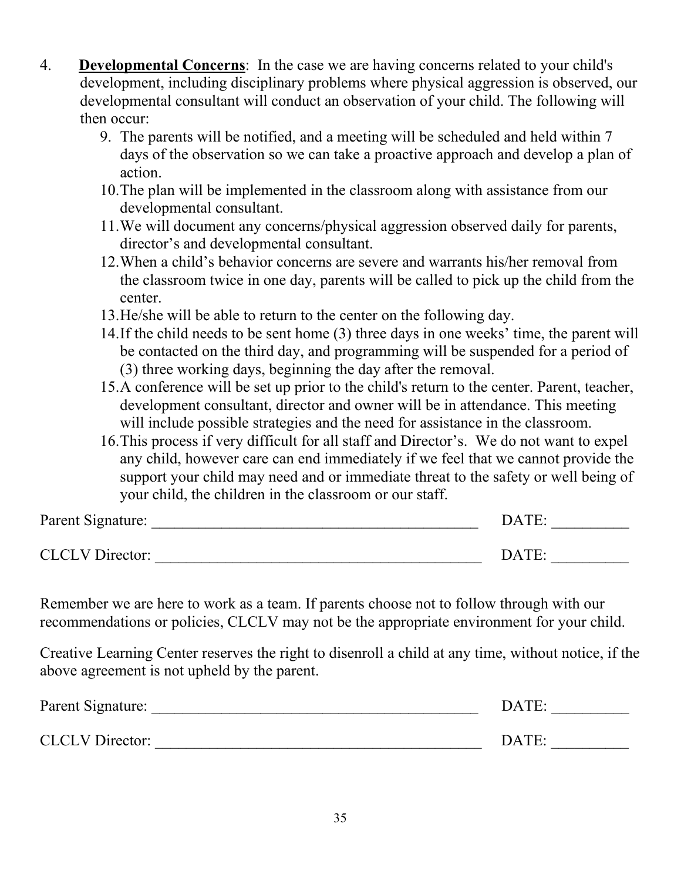4. **Developmental Concerns**: In the case we are having concerns related to your child's development, including disciplinary problems where physical aggression is observed, our developmental consultant will conduct an observation of your child. The following will then occur:

   9. The parents will be notified, and a meeting will be scheduled and held within 7 days of the observation so we can take a proactive approach and develop a plan of action.
   10. The plan will be implemented in the classroom along with assistance from our developmental consultant.
   11. We will document any concerns/physical aggression observed daily for parents, director's and developmental consultant.
   12. When a child's behavior concerns are severe and warrants his/her removal from the classroom twice in one day, parents will be called to pick up the child from the center.
   13. He/she will be able to return to the center on the following day.
   14. If the child needs to be sent home (3) three days in one weeks' time, the parent will be contacted on the third day, and programming will be suspended for a period of (3) three working days, beginning the day after the removal.
   15. A conference will be set up prior to the child's return to the center. Parent, teacher, development consultant, director and owner will be in attendance. This meeting will include possible strategies and the need for assistance in the classroom.
   16. This process if very difficult for all staff and Director's. We do not want to expel any child, however care can end immediately if we feel that we cannot provide the support your child may need and or immediate threat to the safety or well being of your child, the children in the classroom or our staff.

Parent Signature: ____________________________________________ DATE: __________

CLCLV Director: ____________________________________________ DATE: __________

Remember we are here to work as a team. If parents choose not to follow through with our recommendations or policies, CLCLV may not be the appropriate environment for your child.

Creative Learning Center reserves the right to disenroll a child at any time, without notice, if the above agreement is not upheld by the parent.

Parent Signature: ____________________________________________ DATE: __________

CLCLV Director: ____________________________________________ DATE: __________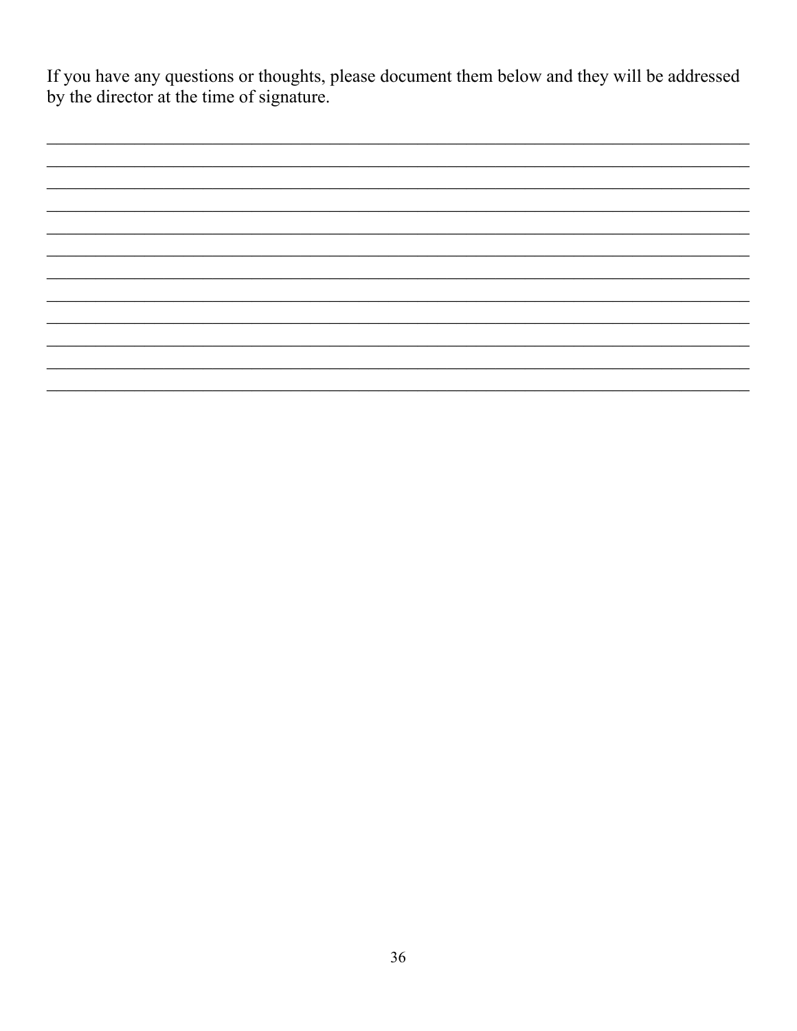If you have any questions or thoughts, please document them below and they will be addressed by the director at the time of signature.

\_\_\_\_\_\_\_\_\_\_\_\_\_\_\_\_\_\_\_\_\_\_\_\_\_\_\_\_\_\_\_\_\_\_\_\_\_\_\_\_\_\_\_\_\_\_\_\_\_\_\_\_\_\_\_\_\_\_\_\_\_\_\_\_\_\_\_\_\_\_\_\_\_\_\_\_\_\_

\_\_\_\_\_\_\_\_\_\_\_\_\_\_\_\_\_\_\_\_\_\_\_\_\_\_\_\_\_\_\_\_\_\_\_\_\_\_\_\_\_\_\_\_\_\_\_\_\_\_\_\_\_\_\_\_\_\_\_\_\_\_\_\_\_\_\_\_\_\_\_\_\_\_\_\_\_\_

\_\_\_\_\_\_\_\_\_\_\_\_\_\_\_\_\_\_\_\_\_\_\_\_\_\_\_\_\_\_\_\_\_\_\_\_\_\_\_\_\_\_\_\_\_\_\_\_\_\_\_\_\_\_\_\_\_\_\_\_\_\_\_\_\_\_\_\_\_\_\_\_\_\_\_\_\_\_

\_\_\_\_\_\_\_\_\_\_\_\_\_\_\_\_\_\_\_\_\_\_\_\_\_\_\_\_\_\_\_\_\_\_\_\_\_\_\_\_\_\_\_\_\_\_\_\_\_\_\_\_\_\_\_\_\_\_\_\_\_\_\_\_\_\_\_\_\_\_\_\_\_\_\_\_\_\_

\_\_\_\_\_\_\_\_\_\_\_\_\_\_\_\_\_\_\_\_\_\_\_\_\_\_\_\_\_\_\_\_\_\_\_\_\_\_\_\_\_\_\_\_\_\_\_\_\_\_\_\_\_\_\_\_\_\_\_\_\_\_\_\_\_\_\_\_\_\_\_\_\_\_\_\_\_\_

\_\_\_\_\_\_\_\_\_\_\_\_\_\_\_\_\_\_\_\_\_\_\_\_\_\_\_\_\_\_\_\_\_\_\_\_\_\_\_\_\_\_\_\_\_\_\_\_\_\_\_\_\_\_\_\_\_\_\_\_\_\_\_\_\_\_\_\_\_\_\_\_\_\_\_\_\_\_

\_\_\_\_\_\_\_\_\_\_\_\_\_\_\_\_\_\_\_\_\_\_\_\_\_\_\_\_\_\_\_\_\_\_\_\_\_\_\_\_\_\_\_\_\_\_\_\_\_\_\_\_\_\_\_\_\_\_\_\_\_\_\_\_\_\_\_\_\_\_\_\_\_\_\_\_\_\_

\_\_\_\_\_\_\_\_\_\_\_\_\_\_\_\_\_\_\_\_\_\_\_\_\_\_\_\_\_\_\_\_\_\_\_\_\_\_\_\_\_\_\_\_\_\_\_\_\_\_\_\_\_\_\_\_\_\_\_\_\_\_\_\_\_\_\_\_\_\_\_\_\_\_\_\_\_\_

\_\_\_\_\_\_\_\_\_\_\_\_\_\_\_\_\_\_\_\_\_\_\_\_\_\_\_\_\_\_\_\_\_\_\_\_\_\_\_\_\_\_\_\_\_\_\_\_\_\_\_\_\_\_\_\_\_\_\_\_\_\_\_\_\_\_\_\_\_\_\_\_\_\_\_\_\_\_

\_\_\_\_\_\_\_\_\_\_\_\_\_\_\_\_\_\_\_\_\_\_\_\_\_\_\_\_\_\_\_\_\_\_\_\_\_\_\_\_\_\_\_\_\_\_\_\_\_\_\_\_\_\_\_\_\_\_\_\_\_\_\_\_\_\_\_\_\_\_\_\_\_\_\_\_\_\_

\_\_\_\_\_\_\_\_\_\_\_\_\_\_\_\_\_\_\_\_\_\_\_\_\_\_\_\_\_\_\_\_\_\_\_\_\_\_\_\_\_\_\_\_\_\_\_\_\_\_\_\_\_\_\_\_\_\_\_\_\_\_\_\_\_\_\_\_\_\_\_\_\_\_\_\_\_\_

\_\_\_\_\_\_\_\_\_\_\_\_\_\_\_\_\_\_\_\_\_\_\_\_\_\_\_\_\_\_\_\_\_\_\_\_\_\_\_\_\_\_\_\_\_\_\_\_\_\_\_\_\_\_\_\_\_\_\_\_\_\_\_\_\_\_\_\_\_\_\_\_\_\_\_\_\_\_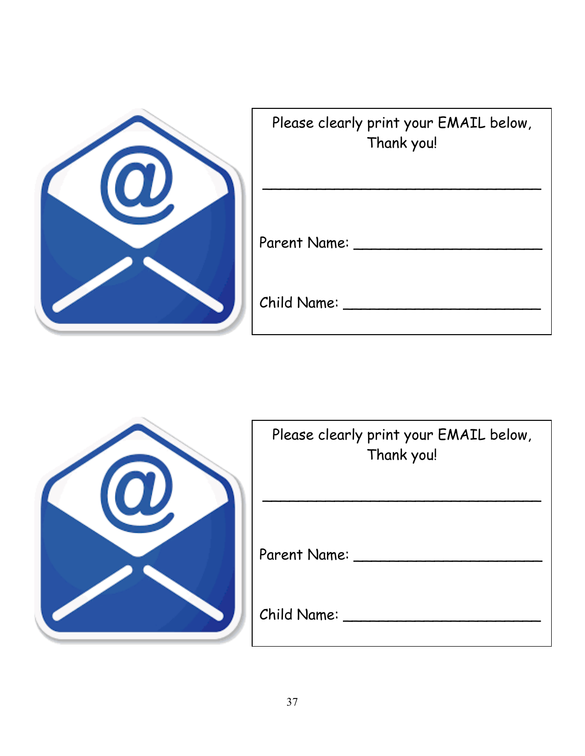Please clearly print your EMAIL below,
Thank you!

_______________________________________

Parent Name: ___________________________

Child Name: ____________________________

Please clearly print your EMAIL below,
Thank you!

_______________________________________

Parent Name: ___________________________

Child Name: ____________________________